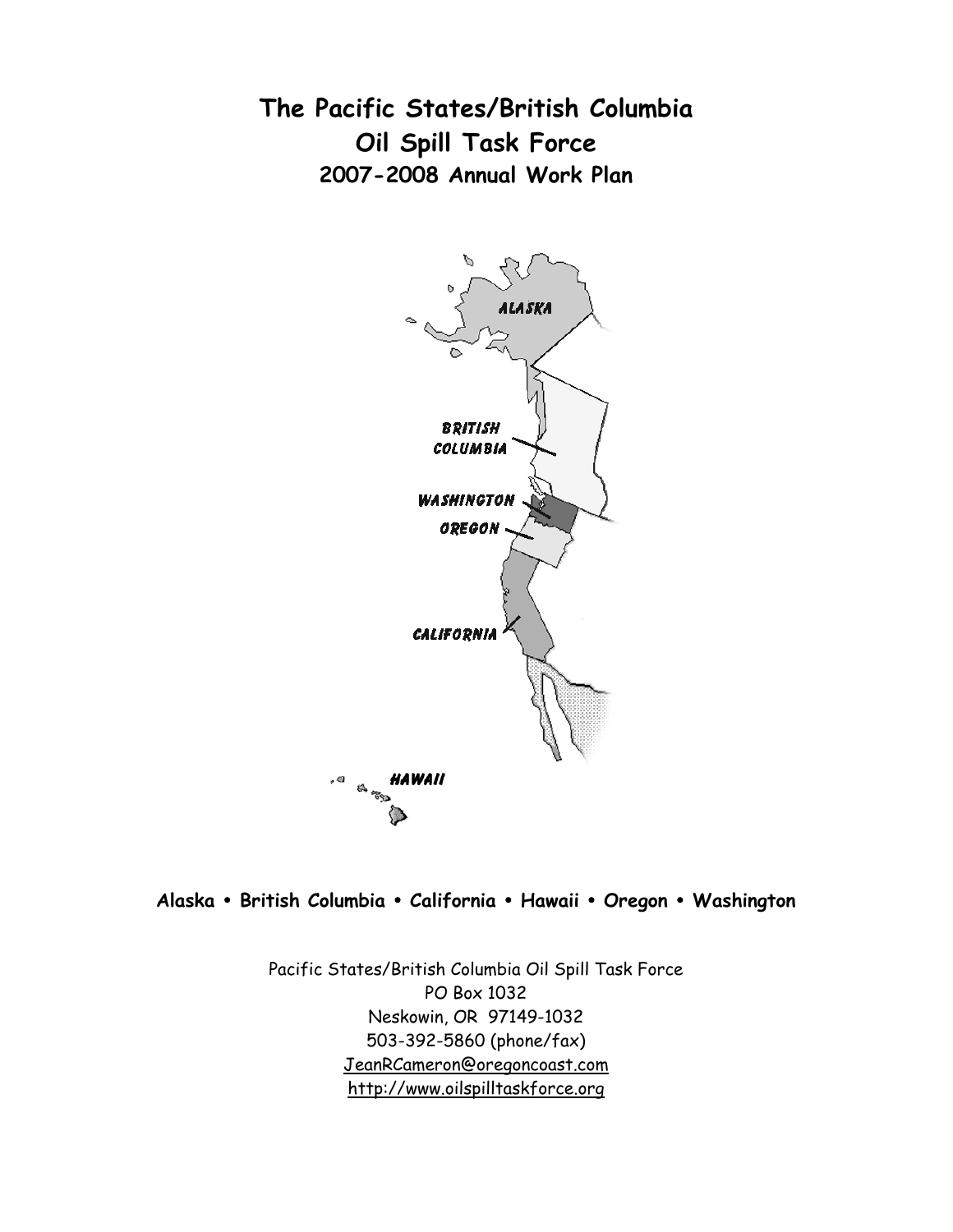# The Pacific States/British Columbia Oil Spill Task Force

## 2007-2008 Annual Work Plan

**Alaska • British Columbia • California • Hawaii • Oregon • Washington**

Pacific States/British Columbia Oil Spill Task Force
PO Box 1032
Neskowin, OR 97149-1032
503-392-5860 (phone/fax)
JeanRCameron@oregoncoast.com
http://www.oilspilltaskforce.org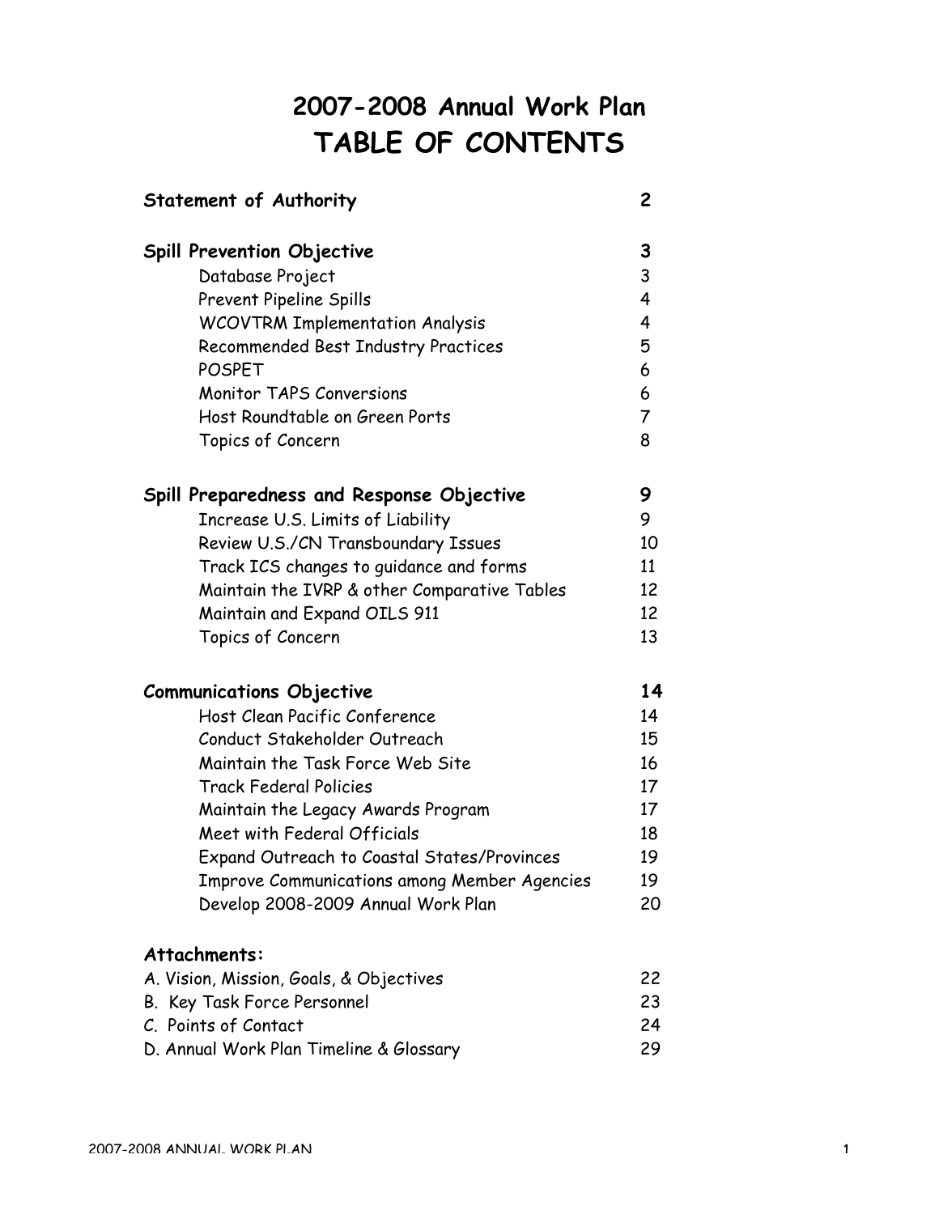# 2007-2008 Annual Work Plan
# TABLE OF CONTENTS

| | |
|---|---|
| **Statement of Authority** | **2** |
| **Spill Prevention Objective** | **3** |
| Database Project | 3 |
| Prevent Pipeline Spills | 4 |
| WCOVTRM Implementation Analysis | 4 |
| Recommended Best Industry Practices | 5 |
| POSPET | 6 |
| Monitor TAPS Conversions | 6 |
| Host Roundtable on Green Ports | 7 |
| Topics of Concern | 8 |
| **Spill Preparedness and Response Objective** | **9** |
| Increase U.S. Limits of Liability | 9 |
| Review U.S./CN Transboundary Issues | 10 |
| Track ICS changes to guidance and forms | 11 |
| Maintain the IVRP & other Comparative Tables | 12 |
| Maintain and Expand OILS 911 | 12 |
| Topics of Concern | 13 |
| **Communications Objective** | **14** |
| Host Clean Pacific Conference | 14 |
| Conduct Stakeholder Outreach | 15 |
| Maintain the Task Force Web Site | 16 |
| Track Federal Policies | 17 |
| Maintain the Legacy Awards Program | 17 |
| Meet with Federal Officials | 18 |
| Expand Outreach to Coastal States/Provinces | 19 |
| Improve Communications among Member Agencies | 19 |
| Develop 2008-2009 Annual Work Plan | 20 |
| **Attachments:** | |
| A. Vision, Mission, Goals, & Objectives | 22 |
| B. Key Task Force Personnel | 23 |
| C. Points of Contact | 24 |
| D. Annual Work Plan Timeline & Glossary | 29 |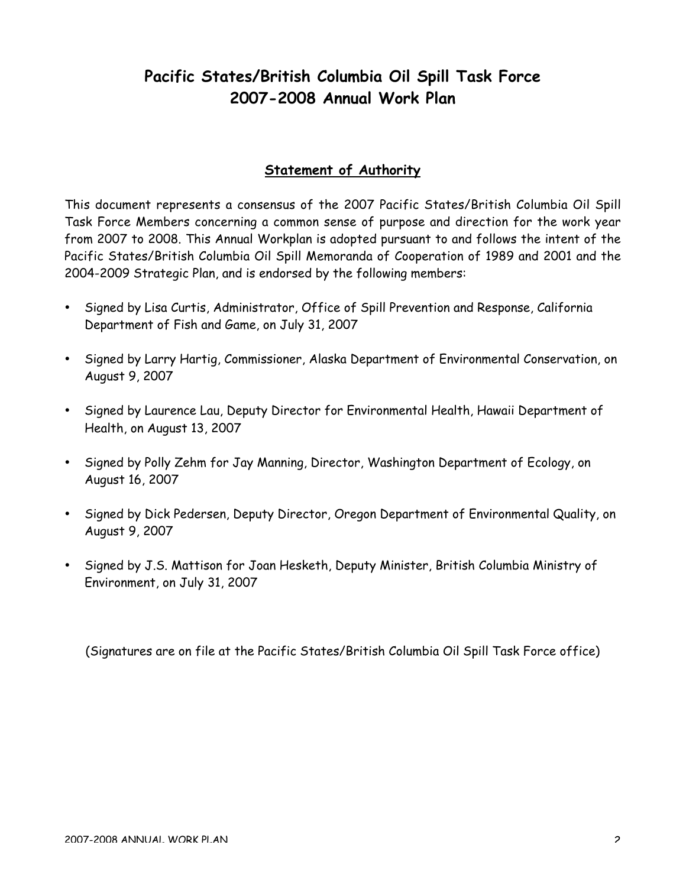# Pacific States/British Columbia Oil Spill Task Force
# 2007-2008 Annual Work Plan

## Statement of Authority

This document represents a consensus of the 2007 Pacific States/British Columbia Oil Spill Task Force Members concerning a common sense of purpose and direction for the work year from 2007 to 2008. This Annual Workplan is adopted pursuant to and follows the intent of the Pacific States/British Columbia Oil Spill Memoranda of Cooperation of 1989 and 2001 and the 2004-2009 Strategic Plan, and is endorsed by the following members:

- Signed by Lisa Curtis, Administrator, Office of Spill Prevention and Response, California Department of Fish and Game, on July 31, 2007
- Signed by Larry Hartig, Commissioner, Alaska Department of Environmental Conservation, on August 9, 2007
- Signed by Laurence Lau, Deputy Director for Environmental Health, Hawaii Department of Health, on August 13, 2007
- Signed by Polly Zehm for Jay Manning, Director, Washington Department of Ecology, on August 16, 2007
- Signed by Dick Pedersen, Deputy Director, Oregon Department of Environmental Quality, on August 9, 2007
- Signed by J.S. Mattison for Joan Hesketh, Deputy Minister, British Columbia Ministry of Environment, on July 31, 2007

(Signatures are on file at the Pacific States/British Columbia Oil Spill Task Force office)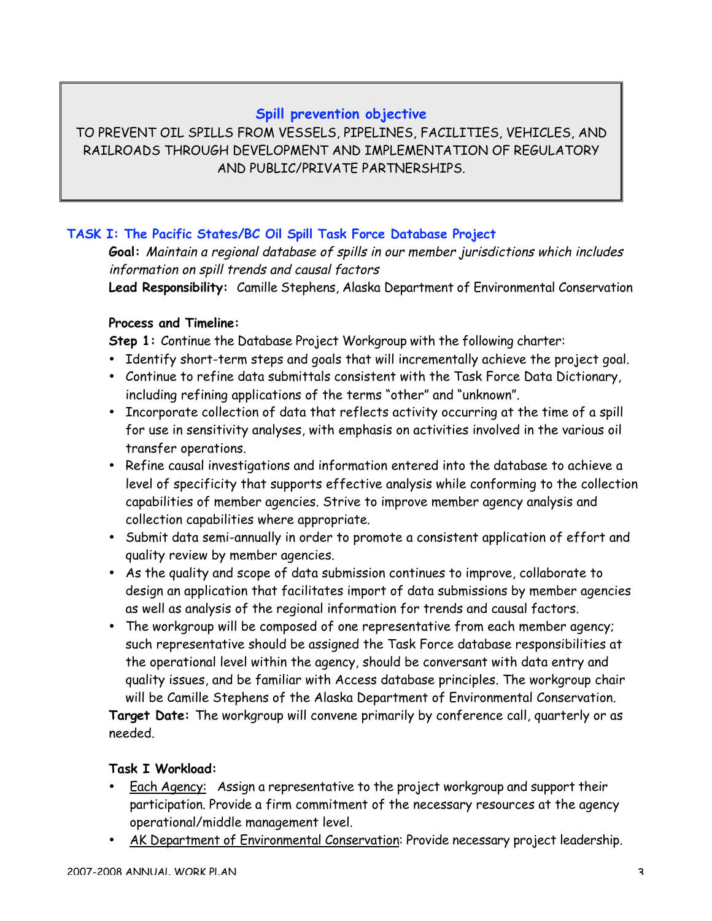## Spill prevention objective

TO PREVENT OIL SPILLS FROM VESSELS, PIPELINES, FACILITIES, VEHICLES, AND RAILROADS THROUGH DEVELOPMENT AND IMPLEMENTATION OF REGULATORY AND PUBLIC/PRIVATE PARTNERSHIPS.

### TASK I: The Pacific States/BC Oil Spill Task Force Database Project

**Goal:** *Maintain a regional database of spills in our member jurisdictions which includes information on spill trends and causal factors*

**Lead Responsibility:** Camille Stephens, Alaska Department of Environmental Conservation

**Process and Timeline:**

**Step 1:** Continue the Database Project Workgroup with the following charter:

- Identify short-term steps and goals that will incrementally achieve the project goal.
- Continue to refine data submittals consistent with the Task Force Data Dictionary, including refining applications of the terms "other" and "unknown".
- Incorporate collection of data that reflects activity occurring at the time of a spill for use in sensitivity analyses, with emphasis on activities involved in the various oil transfer operations.
- Refine causal investigations and information entered into the database to achieve a level of specificity that supports effective analysis while conforming to the collection capabilities of member agencies. Strive to improve member agency analysis and collection capabilities where appropriate.
- Submit data semi-annually in order to promote a consistent application of effort and quality review by member agencies.
- As the quality and scope of data submission continues to improve, collaborate to design an application that facilitates import of data submissions by member agencies as well as analysis of the regional information for trends and causal factors.
- The workgroup will be composed of one representative from each member agency; such representative should be assigned the Task Force database responsibilities at the operational level within the agency, should be conversant with data entry and quality issues, and be familiar with Access database principles. The workgroup chair will be Camille Stephens of the Alaska Department of Environmental Conservation.

**Target Date:** The workgroup will convene primarily by conference call, quarterly or as needed.

**Task I Workload:**

- Each Agency: Assign a representative to the project workgroup and support their participation. Provide a firm commitment of the necessary resources at the agency operational/middle management level.
- AK Department of Environmental Conservation: Provide necessary project leadership.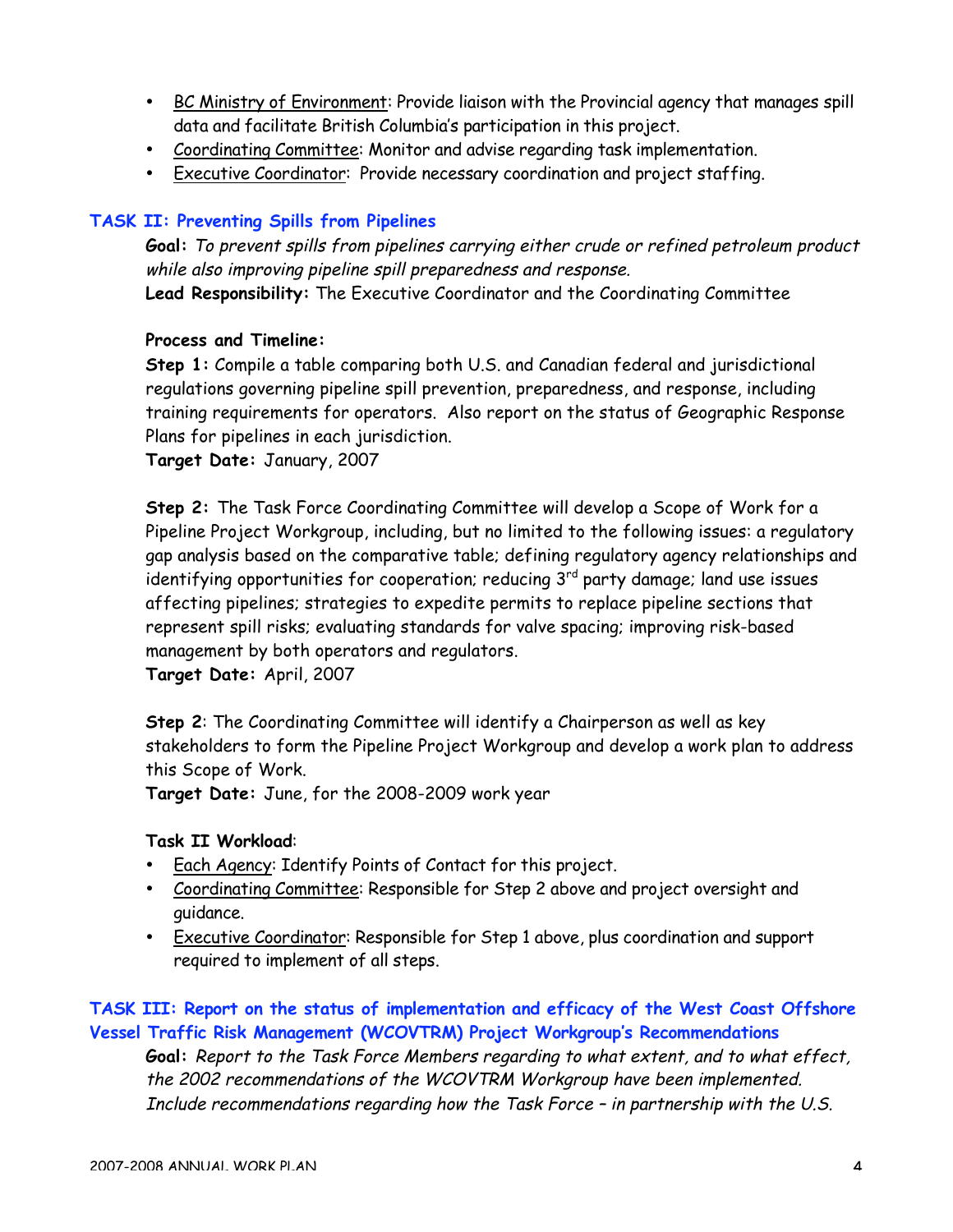- BC Ministry of Environment: Provide liaison with the Provincial agency that manages spill data and facilitate British Columbia's participation in this project.
- Coordinating Committee: Monitor and advise regarding task implementation.
- Executive Coordinator: Provide necessary coordination and project staffing.

## TASK II: Preventing Spills from Pipelines

**Goal:** *To prevent spills from pipelines carrying either crude or refined petroleum product while also improving pipeline spill preparedness and response.*

**Lead Responsibility:** The Executive Coordinator and the Coordinating Committee

**Process and Timeline:**

**Step 1:** Compile a table comparing both U.S. and Canadian federal and jurisdictional regulations governing pipeline spill prevention, preparedness, and response, including training requirements for operators. Also report on the status of Geographic Response Plans for pipelines in each jurisdiction.

**Target Date:** January, 2007

**Step 2:** The Task Force Coordinating Committee will develop a Scope of Work for a Pipeline Project Workgroup, including, but no limited to the following issues: a regulatory gap analysis based on the comparative table; defining regulatory agency relationships and identifying opportunities for cooperation; reducing 3rd party damage; land use issues affecting pipelines; strategies to expedite permits to replace pipeline sections that represent spill risks; evaluating standards for valve spacing; improving risk-based management by both operators and regulators.

**Target Date:** April, 2007

**Step 2**: The Coordinating Committee will identify a Chairperson as well as key stakeholders to form the Pipeline Project Workgroup and develop a work plan to address this Scope of Work.

**Target Date:** June, for the 2008-2009 work year

**Task II Workload**:

- Each Agency: Identify Points of Contact for this project.
- Coordinating Committee: Responsible for Step 2 above and project oversight and guidance.
- Executive Coordinator: Responsible for Step 1 above, plus coordination and support required to implement of all steps.

## TASK III: Report on the status of implementation and efficacy of the West Coast Offshore Vessel Traffic Risk Management (WCOVTRM) Project Workgroup's Recommendations

**Goal:** *Report to the Task Force Members regarding to what extent, and to what effect, the 2002 recommendations of the WCOVTRM Workgroup have been implemented. Include recommendations regarding how the Task Force – in partnership with the U.S.*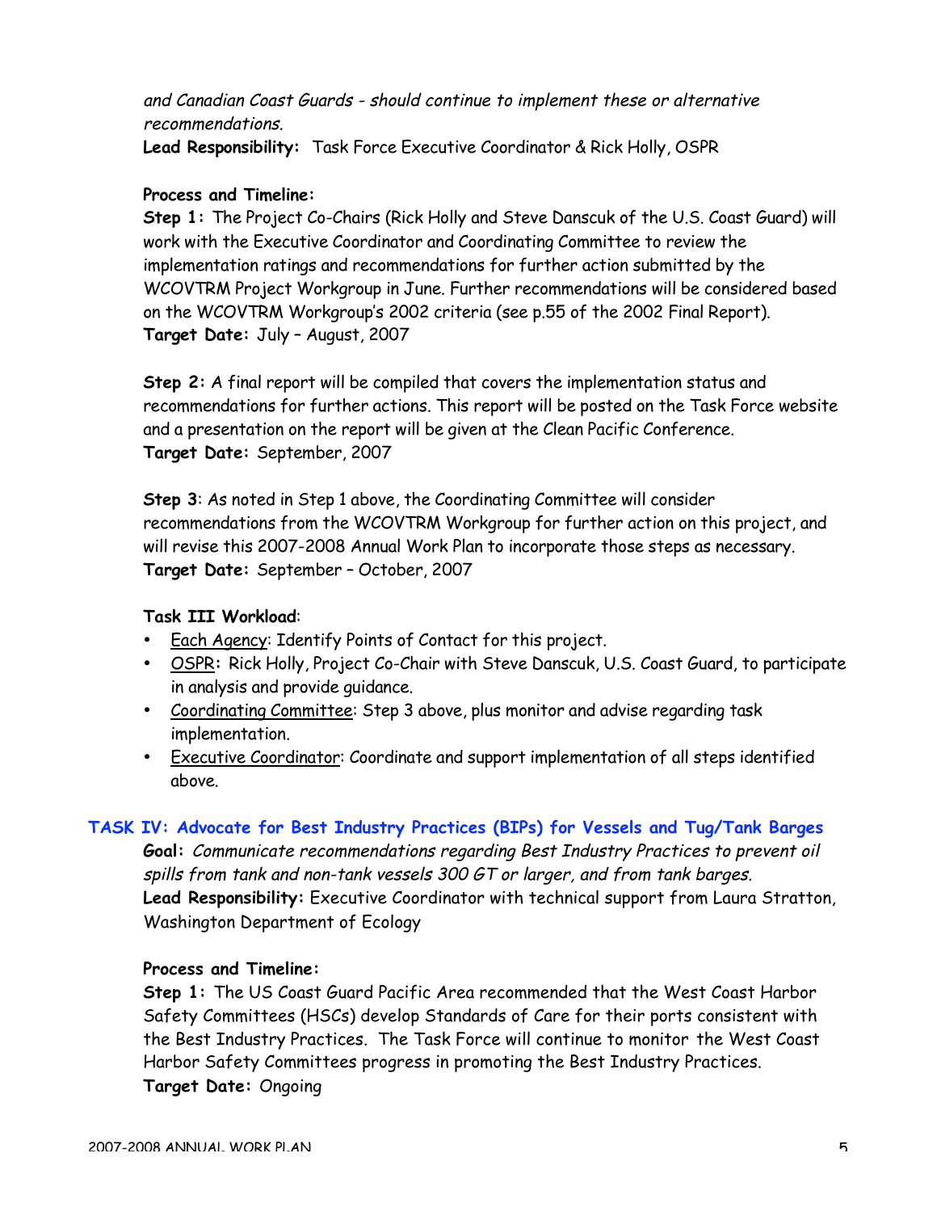*and Canadian Coast Guards - should continue to implement these or alternative recommendations.*

**Lead Responsibility:** Task Force Executive Coordinator & Rick Holly, OSPR

**Process and Timeline:**

**Step 1:** The Project Co-Chairs (Rick Holly and Steve Danscuk of the U.S. Coast Guard) will work with the Executive Coordinator and Coordinating Committee to review the implementation ratings and recommendations for further action submitted by the WCOVTRM Project Workgroup in June. Further recommendations will be considered based on the WCOVTRM Workgroup's 2002 criteria (see p.55 of the 2002 Final Report).
**Target Date:** July – August, 2007

**Step 2:** A final report will be compiled that covers the implementation status and recommendations for further actions. This report will be posted on the Task Force website and a presentation on the report will be given at the Clean Pacific Conference.
**Target Date:** September, 2007

**Step 3**: As noted in Step 1 above, the Coordinating Committee will consider recommendations from the WCOVTRM Workgroup for further action on this project, and will revise this 2007-2008 Annual Work Plan to incorporate those steps as necessary.
**Target Date:** September – October, 2007

**Task III Workload**:

- Each Agency: Identify Points of Contact for this project.
- OSPR**:** Rick Holly, Project Co-Chair with Steve Danscuk, U.S. Coast Guard, to participate in analysis and provide guidance.
- Coordinating Committee: Step 3 above, plus monitor and advise regarding task implementation.
- Executive Coordinator: Coordinate and support implementation of all steps identified above.

## TASK IV: Advocate for Best Industry Practices (BIPs) for Vessels and Tug/Tank Barges

**Goal:** *Communicate recommendations regarding Best Industry Practices to prevent oil spills from tank and non-tank vessels 300 GT or larger, and from tank barges.*

**Lead Responsibility:** Executive Coordinator with technical support from Laura Stratton, Washington Department of Ecology

**Process and Timeline:**

**Step 1:** The US Coast Guard Pacific Area recommended that the West Coast Harbor Safety Committees (HSCs) develop Standards of Care for their ports consistent with the Best Industry Practices. The Task Force will continue to monitor the West Coast Harbor Safety Committees progress in promoting the Best Industry Practices.
**Target Date:** Ongoing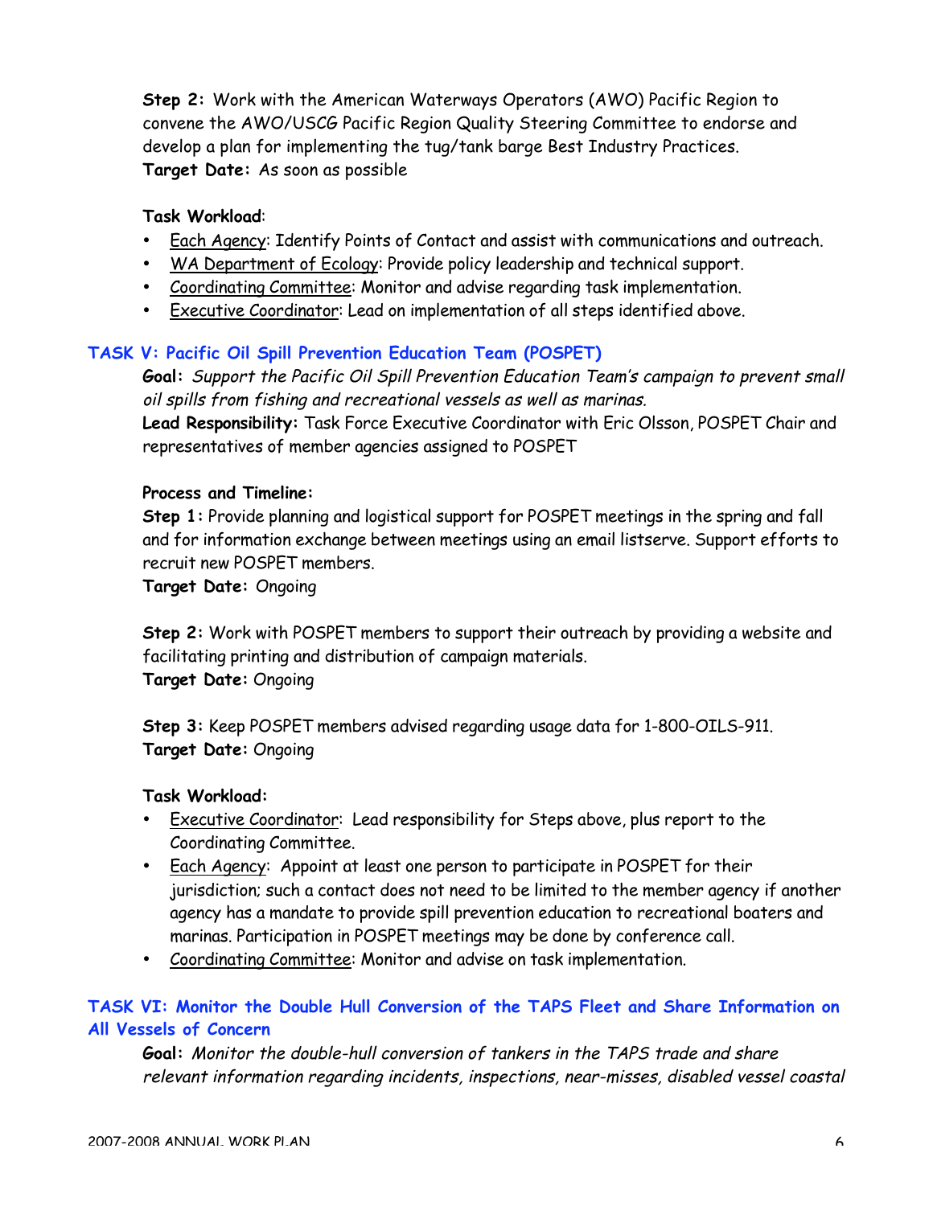**Step 2:** Work with the American Waterways Operators (AWO) Pacific Region to convene the AWO/USCG Pacific Region Quality Steering Committee to endorse and develop a plan for implementing the tug/tank barge Best Industry Practices.
**Target Date:** As soon as possible

**Task Workload**:

- Each Agency: Identify Points of Contact and assist with communications and outreach.
- WA Department of Ecology: Provide policy leadership and technical support.
- Coordinating Committee: Monitor and advise regarding task implementation.
- Executive Coordinator: Lead on implementation of all steps identified above.

## TASK V: Pacific Oil Spill Prevention Education Team (POSPET)

**Goal:** *Support the Pacific Oil Spill Prevention Education Team's campaign to prevent small oil spills from fishing and recreational vessels as well as marinas.*
**Lead Responsibility:** Task Force Executive Coordinator with Eric Olsson, POSPET Chair and representatives of member agencies assigned to POSPET

**Process and Timeline:**

**Step 1:** Provide planning and logistical support for POSPET meetings in the spring and fall and for information exchange between meetings using an email listserve. Support efforts to recruit new POSPET members.
**Target Date:** Ongoing

**Step 2:** Work with POSPET members to support their outreach by providing a website and facilitating printing and distribution of campaign materials.
**Target Date:** Ongoing

**Step 3:** Keep POSPET members advised regarding usage data for 1-800-OILS-911.
**Target Date:** Ongoing

**Task Workload:**

- Executive Coordinator: Lead responsibility for Steps above, plus report to the Coordinating Committee.
- Each Agency: Appoint at least one person to participate in POSPET for their jurisdiction; such a contact does not need to be limited to the member agency if another agency has a mandate to provide spill prevention education to recreational boaters and marinas. Participation in POSPET meetings may be done by conference call.
- Coordinating Committee: Monitor and advise on task implementation.

## TASK VI: Monitor the Double Hull Conversion of the TAPS Fleet and Share Information on All Vessels of Concern

**Goal:** *Monitor the double-hull conversion of tankers in the TAPS trade and share relevant information regarding incidents, inspections, near-misses, disabled vessel coastal*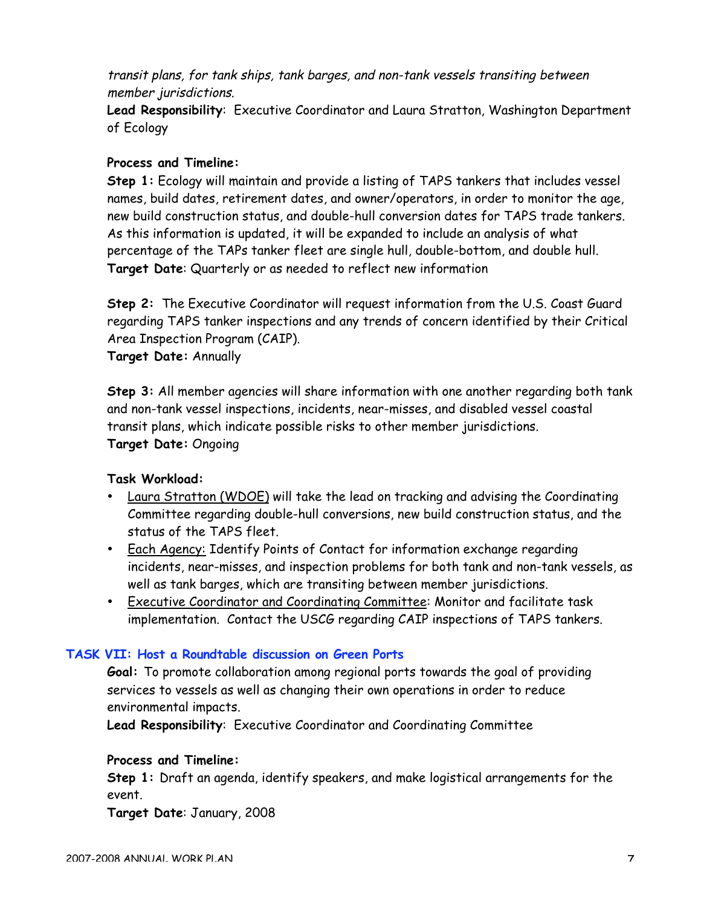*transit plans, for tank ships, tank barges, and non-tank vessels transiting between member jurisdictions.*

**Lead Responsibility**: Executive Coordinator and Laura Stratton, Washington Department of Ecology

**Process and Timeline:**

**Step 1:** Ecology will maintain and provide a listing of TAPS tankers that includes vessel names, build dates, retirement dates, and owner/operators, in order to monitor the age, new build construction status, and double-hull conversion dates for TAPS trade tankers. As this information is updated, it will be expanded to include an analysis of what percentage of the TAPs tanker fleet are single hull, double-bottom, and double hull.
**Target Date**: Quarterly or as needed to reflect new information

**Step 2:** The Executive Coordinator will request information from the U.S. Coast Guard regarding TAPS tanker inspections and any trends of concern identified by their Critical Area Inspection Program (CAIP).
**Target Date:** Annually

**Step 3:** All member agencies will share information with one another regarding both tank and non-tank vessel inspections, incidents, near-misses, and disabled vessel coastal transit plans, which indicate possible risks to other member jurisdictions.
**Target Date:** Ongoing

**Task Workload:**

- Laura Stratton (WDOE) will take the lead on tracking and advising the Coordinating Committee regarding double-hull conversions, new build construction status, and the status of the TAPS fleet.
- Each Agency: Identify Points of Contact for information exchange regarding incidents, near-misses, and inspection problems for both tank and non-tank vessels, as well as tank barges, which are transiting between member jurisdictions.
- Executive Coordinator and Coordinating Committee: Monitor and facilitate task implementation. Contact the USCG regarding CAIP inspections of TAPS tankers.

## TASK VII: Host a Roundtable discussion on Green Ports

**Goal:** To promote collaboration among regional ports towards the goal of providing services to vessels as well as changing their own operations in order to reduce environmental impacts.

**Lead Responsibility**: Executive Coordinator and Coordinating Committee

**Process and Timeline:**

**Step 1:** Draft an agenda, identify speakers, and make logistical arrangements for the event.
**Target Date**: January, 2008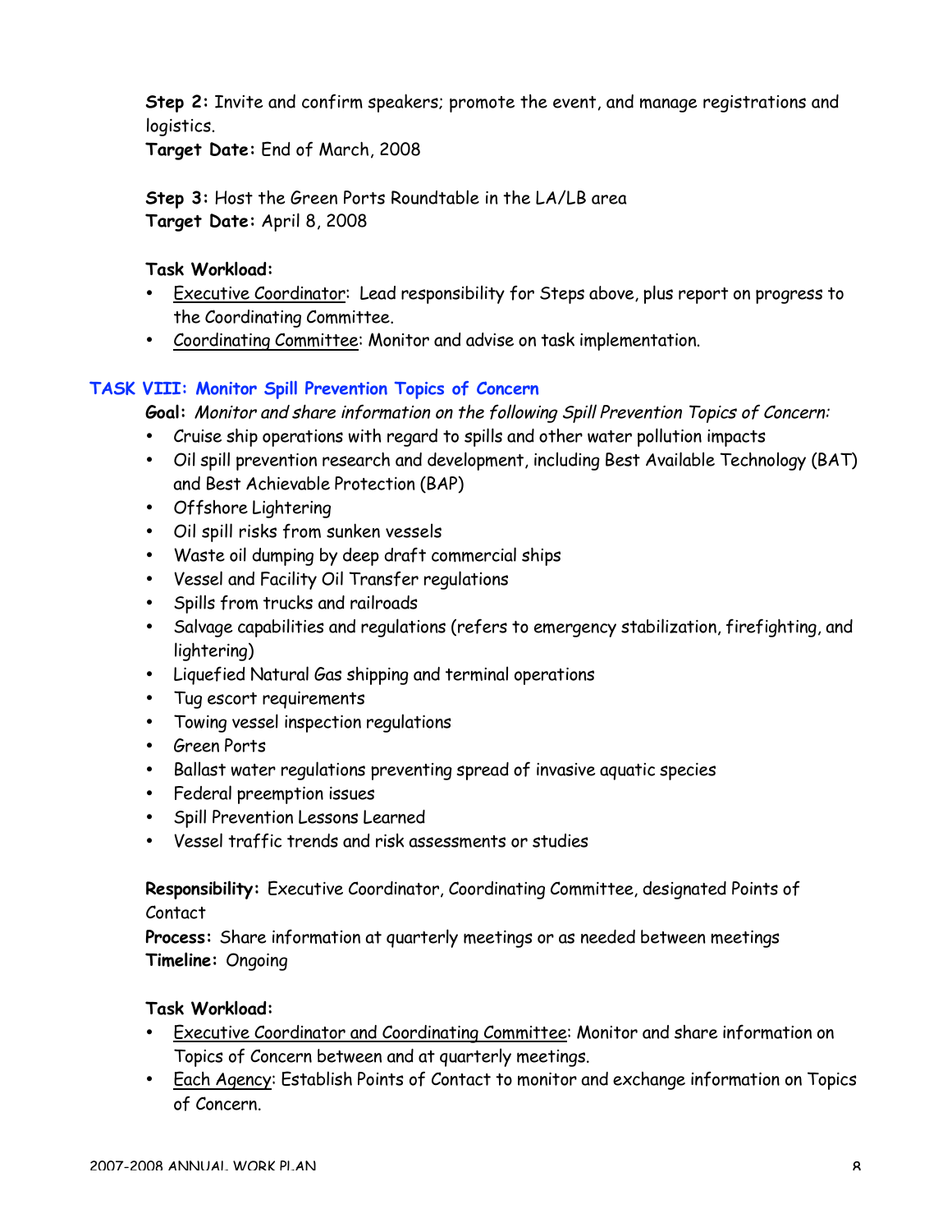**Step 2:** Invite and confirm speakers; promote the event, and manage registrations and logistics.
**Target Date:** End of March, 2008

**Step 3:** Host the Green Ports Roundtable in the LA/LB area
**Target Date:** April 8, 2008

**Task Workload:**

- Executive Coordinator: Lead responsibility for Steps above, plus report on progress to the Coordinating Committee.
- Coordinating Committee: Monitor and advise on task implementation.

## TASK VIII: Monitor Spill Prevention Topics of Concern

**Goal:** *Monitor and share information on the following Spill Prevention Topics of Concern:*

- Cruise ship operations with regard to spills and other water pollution impacts
- Oil spill prevention research and development, including Best Available Technology (BAT) and Best Achievable Protection (BAP)
- Offshore Lightering
- Oil spill risks from sunken vessels
- Waste oil dumping by deep draft commercial ships
- Vessel and Facility Oil Transfer regulations
- Spills from trucks and railroads
- Salvage capabilities and regulations (refers to emergency stabilization, firefighting, and lightering)
- Liquefied Natural Gas shipping and terminal operations
- Tug escort requirements
- Towing vessel inspection regulations
- Green Ports
- Ballast water regulations preventing spread of invasive aquatic species
- Federal preemption issues
- Spill Prevention Lessons Learned
- Vessel traffic trends and risk assessments or studies

**Responsibility:** Executive Coordinator, Coordinating Committee, designated Points of Contact
**Process:** Share information at quarterly meetings or as needed between meetings
**Timeline:** Ongoing

**Task Workload:**

- Executive Coordinator and Coordinating Committee: Monitor and share information on Topics of Concern between and at quarterly meetings.
- Each Agency: Establish Points of Contact to monitor and exchange information on Topics of Concern.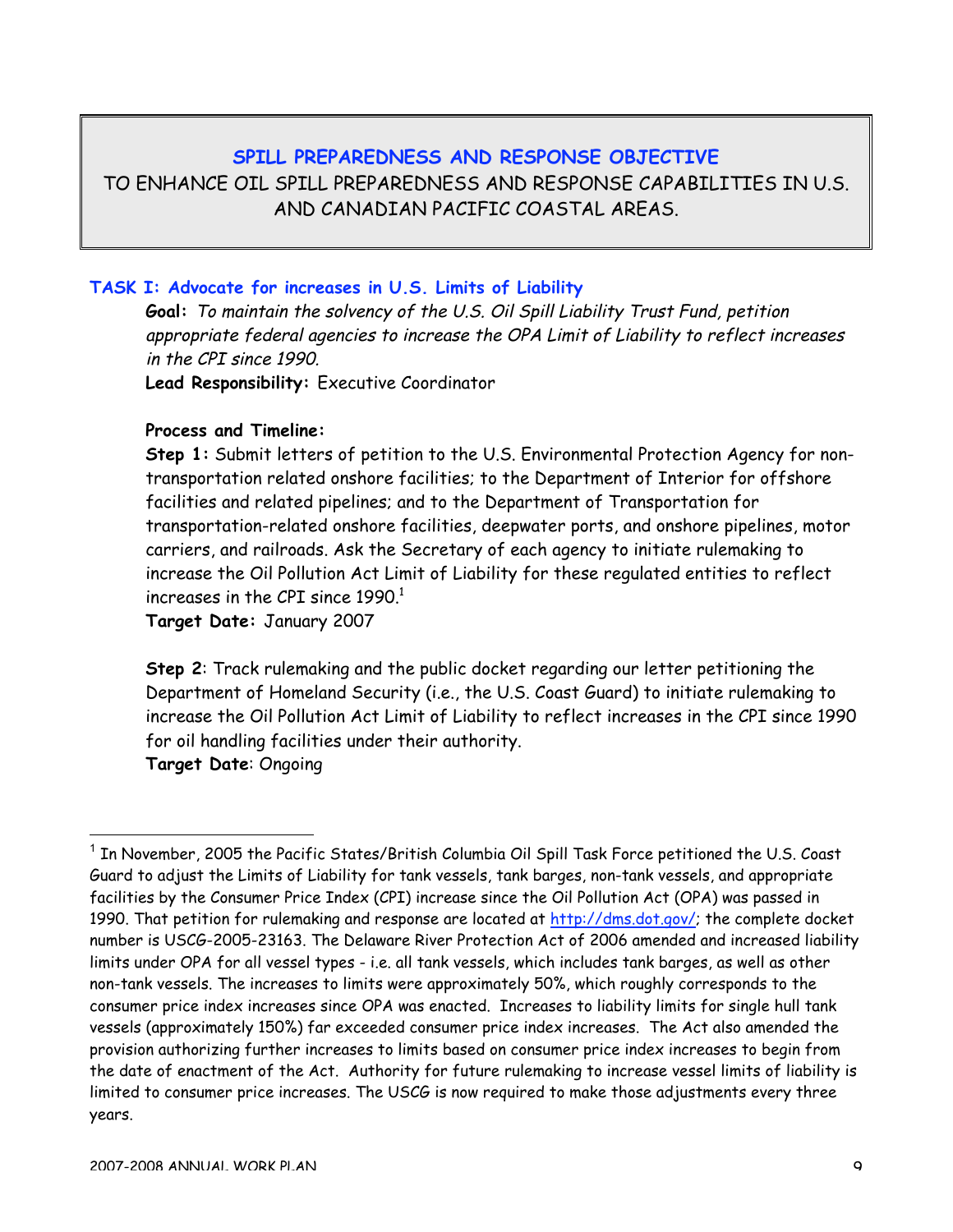## SPILL PREPAREDNESS AND RESPONSE OBJECTIVE

TO ENHANCE OIL SPILL PREPAREDNESS AND RESPONSE CAPABILITIES IN U.S. AND CANADIAN PACIFIC COASTAL AREAS.

### TASK I: Advocate for increases in U.S. Limits of Liability

**Goal:** *To maintain the solvency of the U.S. Oil Spill Liability Trust Fund, petition appropriate federal agencies to increase the OPA Limit of Liability to reflect increases in the CPI since 1990.*

**Lead Responsibility:** Executive Coordinator

**Process and Timeline:**

**Step 1:** Submit letters of petition to the U.S. Environmental Protection Agency for non-transportation related onshore facilities; to the Department of Interior for offshore facilities and related pipelines; and to the Department of Transportation for transportation-related onshore facilities, deepwater ports, and onshore pipelines, motor carriers, and railroads. Ask the Secretary of each agency to initiate rulemaking to increase the Oil Pollution Act Limit of Liability for these regulated entities to reflect increases in the CPI since 1990.[1]

**Target Date:** January 2007

**Step 2**: Track rulemaking and the public docket regarding our letter petitioning the Department of Homeland Security (i.e., the U.S. Coast Guard) to initiate rulemaking to increase the Oil Pollution Act Limit of Liability to reflect increases in the CPI since 1990 for oil handling facilities under their authority.

**Target Date**: Ongoing

---

[1] In November, 2005 the Pacific States/British Columbia Oil Spill Task Force petitioned the U.S. Coast Guard to adjust the Limits of Liability for tank vessels, tank barges, non-tank vessels, and appropriate facilities by the Consumer Price Index (CPI) increase since the Oil Pollution Act (OPA) was passed in 1990. That petition for rulemaking and response are located at http://dms.dot.gov/; the complete docket number is USCG-2005-23163. The Delaware River Protection Act of 2006 amended and increased liability limits under OPA for all vessel types - i.e. all tank vessels, which includes tank barges, as well as other non-tank vessels. The increases to limits were approximately 50%, which roughly corresponds to the consumer price index increases since OPA was enacted. Increases to liability limits for single hull tank vessels (approximately 150%) far exceeded consumer price index increases. The Act also amended the provision authorizing further increases to limits based on consumer price index increases to begin from the date of enactment of the Act. Authority for future rulemaking to increase vessel limits of liability is limited to consumer price increases. The USCG is now required to make those adjustments every three years.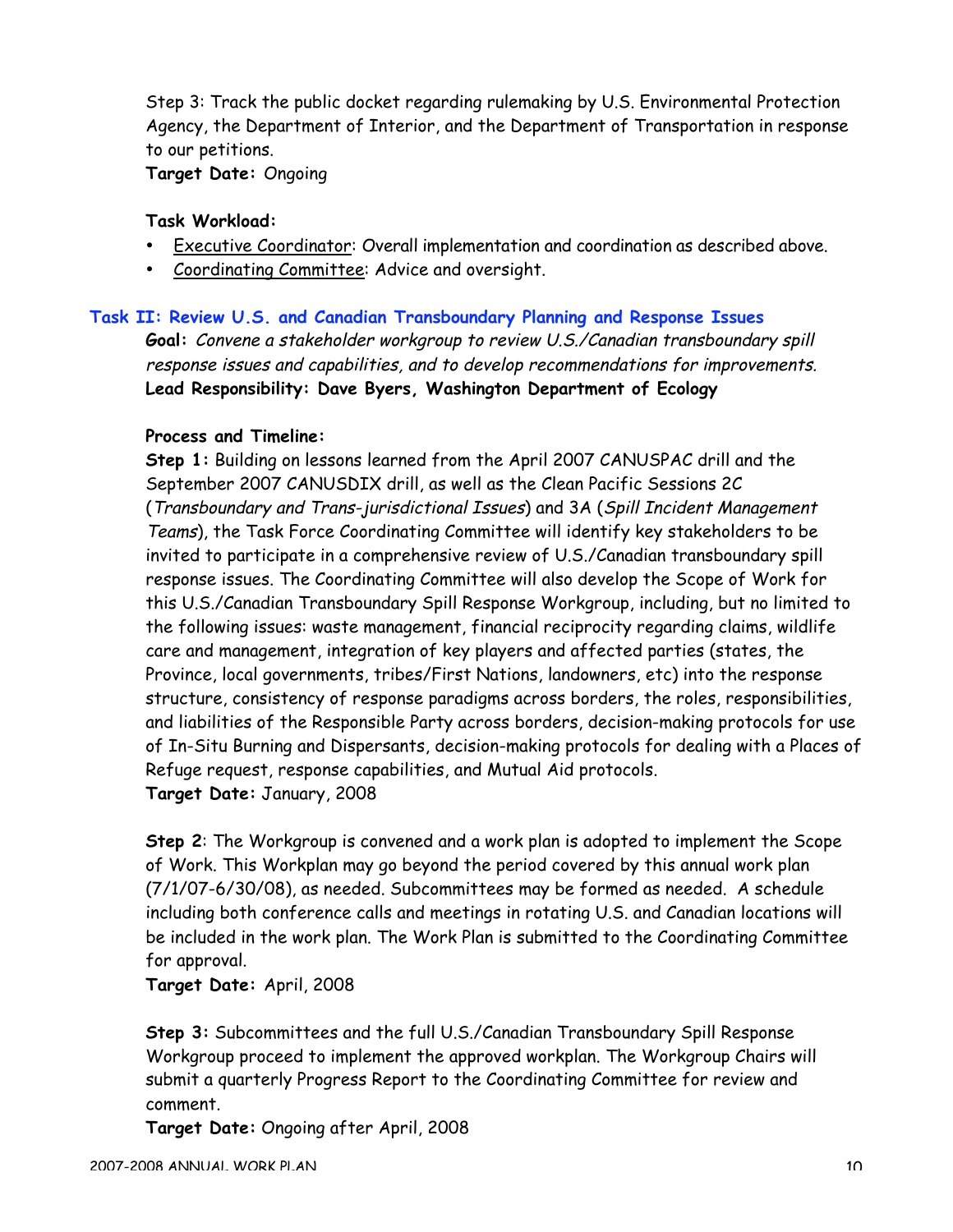Step 3: Track the public docket regarding rulemaking by U.S. Environmental Protection Agency, the Department of Interior, and the Department of Transportation in response to our petitions.
**Target Date:** Ongoing

**Task Workload:**

- Executive Coordinator: Overall implementation and coordination as described above.
- Coordinating Committee: Advice and oversight.

## Task II: Review U.S. and Canadian Transboundary Planning and Response Issues

**Goal:** *Convene a stakeholder workgroup to review U.S./Canadian transboundary spill response issues and capabilities, and to develop recommendations for improvements.*
**Lead Responsibility: Dave Byers, Washington Department of Ecology**

**Process and Timeline:**

**Step 1:** Building on lessons learned from the April 2007 CANUSPAC drill and the September 2007 CANUSDIX drill, as well as the Clean Pacific Sessions 2C (*Transboundary and Trans-jurisdictional Issues*) and 3A (*Spill Incident Management Teams*), the Task Force Coordinating Committee will identify key stakeholders to be invited to participate in a comprehensive review of U.S./Canadian transboundary spill response issues. The Coordinating Committee will also develop the Scope of Work for this U.S./Canadian Transboundary Spill Response Workgroup, including, but no limited to the following issues: waste management, financial reciprocity regarding claims, wildlife care and management, integration of key players and affected parties (states, the Province, local governments, tribes/First Nations, landowners, etc) into the response structure, consistency of response paradigms across borders, the roles, responsibilities, and liabilities of the Responsible Party across borders, decision-making protocols for use of In-Situ Burning and Dispersants, decision-making protocols for dealing with a Places of Refuge request, response capabilities, and Mutual Aid protocols.
**Target Date:** January, 2008

**Step 2**: The Workgroup is convened and a work plan is adopted to implement the Scope of Work. This Workplan may go beyond the period covered by this annual work plan (7/1/07-6/30/08), as needed. Subcommittees may be formed as needed. A schedule including both conference calls and meetings in rotating U.S. and Canadian locations will be included in the work plan. The Work Plan is submitted to the Coordinating Committee for approval.
**Target Date:** April, 2008

**Step 3:** Subcommittees and the full U.S./Canadian Transboundary Spill Response Workgroup proceed to implement the approved workplan. The Workgroup Chairs will submit a quarterly Progress Report to the Coordinating Committee for review and comment.
**Target Date:** Ongoing after April, 2008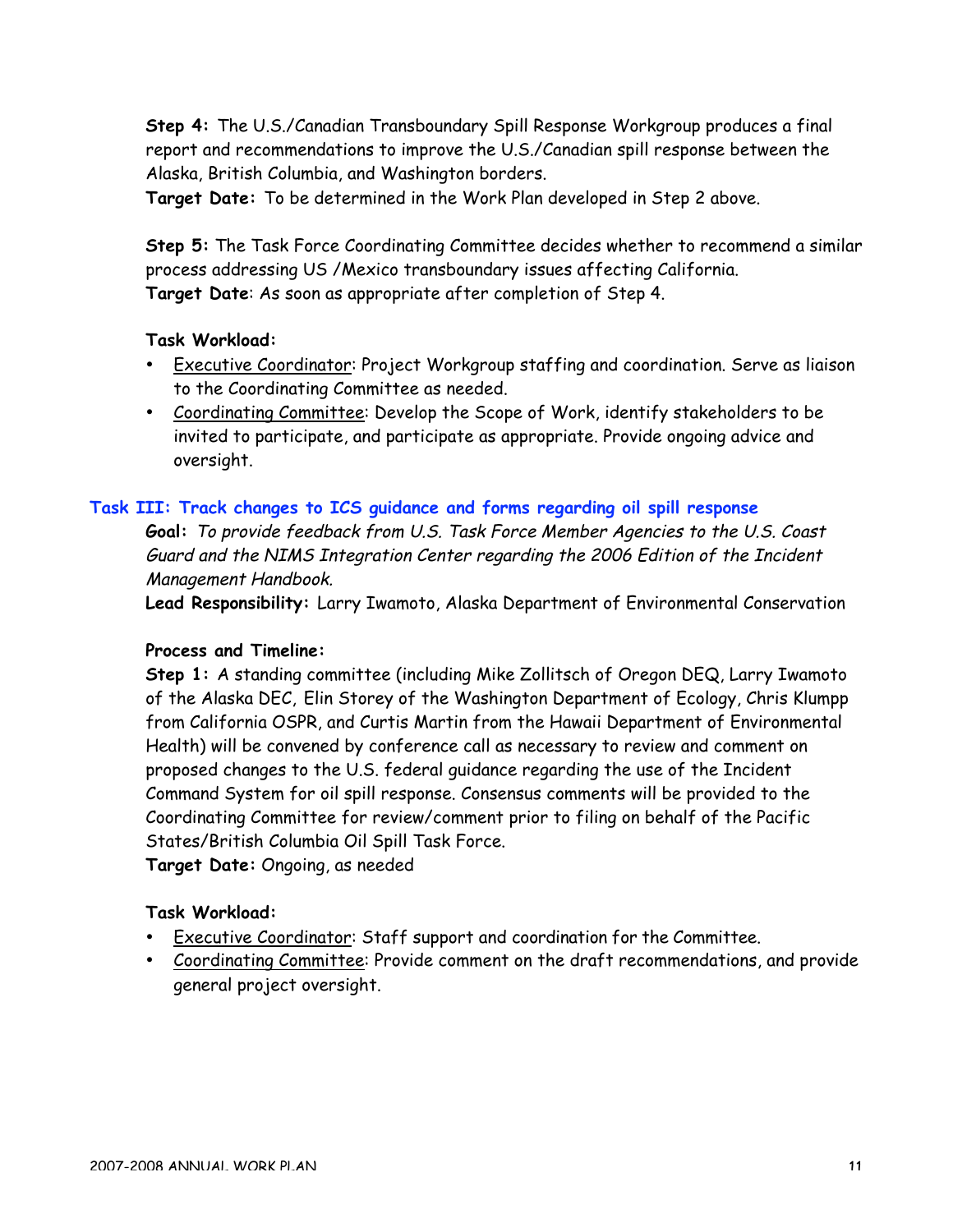**Step 4:** The U.S./Canadian Transboundary Spill Response Workgroup produces a final report and recommendations to improve the U.S./Canadian spill response between the Alaska, British Columbia, and Washington borders.
**Target Date:** To be determined in the Work Plan developed in Step 2 above.

**Step 5:** The Task Force Coordinating Committee decides whether to recommend a similar process addressing US /Mexico transboundary issues affecting California.
**Target Date**: As soon as appropriate after completion of Step 4.

**Task Workload:**

- Executive Coordinator: Project Workgroup staffing and coordination. Serve as liaison to the Coordinating Committee as needed.
- Coordinating Committee: Develop the Scope of Work, identify stakeholders to be invited to participate, and participate as appropriate. Provide ongoing advice and oversight.

## Task III: Track changes to ICS guidance and forms regarding oil spill response

**Goal:** *To provide feedback from U.S. Task Force Member Agencies to the U.S. Coast Guard and the NIMS Integration Center regarding the 2006 Edition of the Incident Management Handbook.*
**Lead Responsibility:** Larry Iwamoto, Alaska Department of Environmental Conservation

**Process and Timeline:**

**Step 1:** A standing committee (including Mike Zollitsch of Oregon DEQ, Larry Iwamoto of the Alaska DEC, Elin Storey of the Washington Department of Ecology, Chris Klumpp from California OSPR, and Curtis Martin from the Hawaii Department of Environmental Health) will be convened by conference call as necessary to review and comment on proposed changes to the U.S. federal guidance regarding the use of the Incident Command System for oil spill response. Consensus comments will be provided to the Coordinating Committee for review/comment prior to filing on behalf of the Pacific States/British Columbia Oil Spill Task Force.
**Target Date:** Ongoing, as needed

**Task Workload:**

- Executive Coordinator: Staff support and coordination for the Committee.
- Coordinating Committee: Provide comment on the draft recommendations, and provide general project oversight.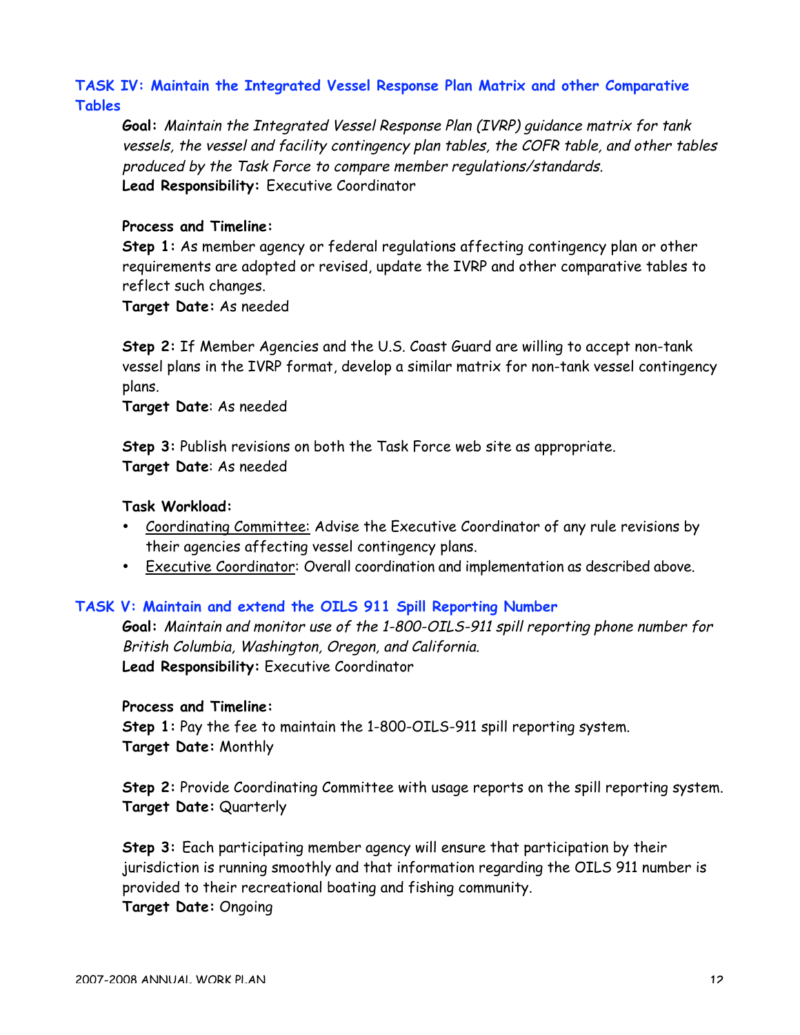## TASK IV: Maintain the Integrated Vessel Response Plan Matrix and other Comparative Tables

**Goal:** *Maintain the Integrated Vessel Response Plan (IVRP) guidance matrix for tank vessels, the vessel and facility contingency plan tables, the COFR table, and other tables produced by the Task Force to compare member regulations/standards.*
**Lead Responsibility:** Executive Coordinator

**Process and Timeline:**
**Step 1:** As member agency or federal regulations affecting contingency plan or other requirements are adopted or revised, update the IVRP and other comparative tables to reflect such changes.
**Target Date:** As needed

**Step 2:** If Member Agencies and the U.S. Coast Guard are willing to accept non-tank vessel plans in the IVRP format, develop a similar matrix for non-tank vessel contingency plans.
**Target Date**: As needed

**Step 3:** Publish revisions on both the Task Force web site as appropriate.
**Target Date**: As needed

**Task Workload:**
- Coordinating Committee: Advise the Executive Coordinator of any rule revisions by their agencies affecting vessel contingency plans.
- Executive Coordinator: Overall coordination and implementation as described above.

## TASK V: Maintain and extend the OILS 911 Spill Reporting Number

**Goal:** *Maintain and monitor use of the 1-800-OILS-911 spill reporting phone number for British Columbia, Washington, Oregon, and California.*
**Lead Responsibility:** Executive Coordinator

**Process and Timeline:**
**Step 1:** Pay the fee to maintain the 1-800-OILS-911 spill reporting system.
**Target Date:** Monthly

**Step 2:** Provide Coordinating Committee with usage reports on the spill reporting system.
**Target Date:** Quarterly

**Step 3:** Each participating member agency will ensure that participation by their jurisdiction is running smoothly and that information regarding the OILS 911 number is provided to their recreational boating and fishing community.
**Target Date:** Ongoing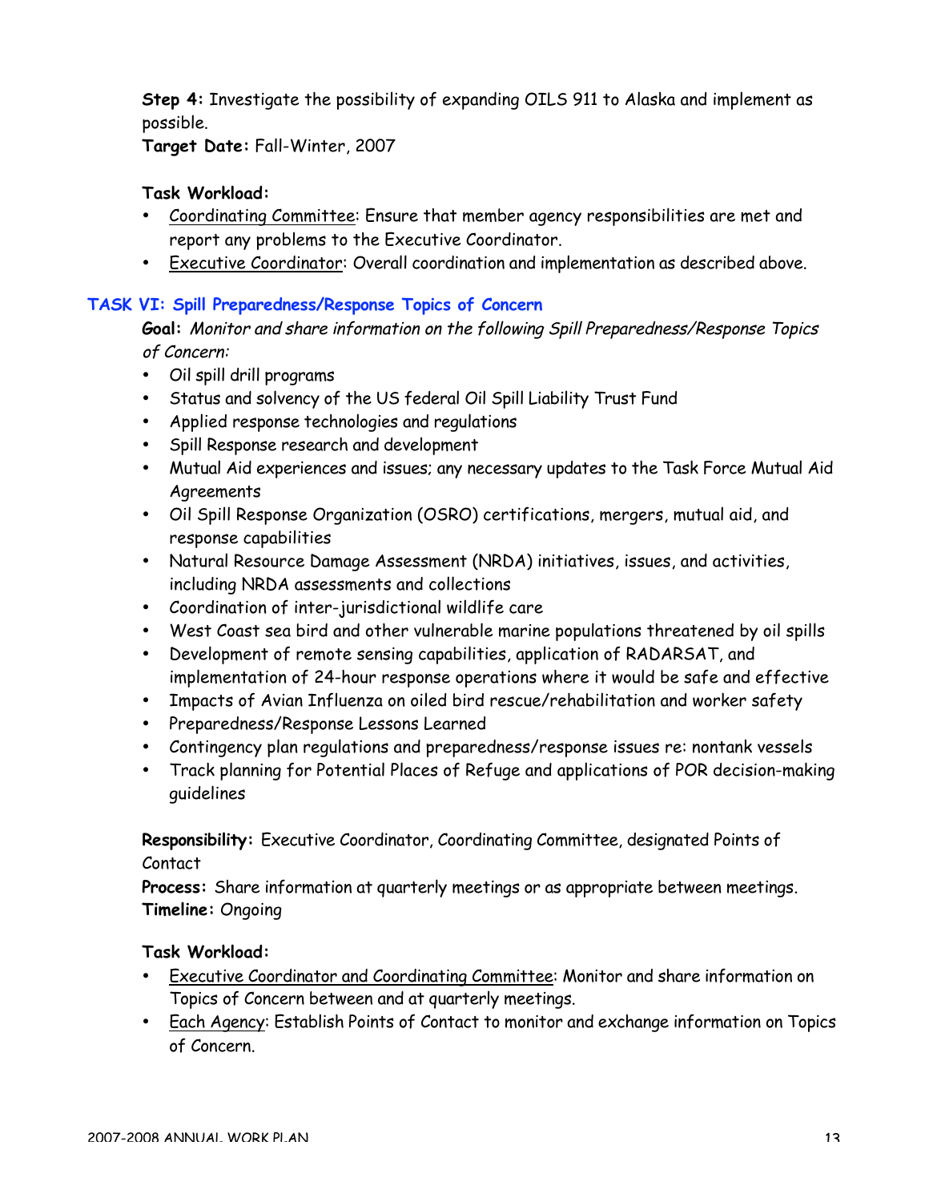**Step 4:** Investigate the possibility of expanding OILS 911 to Alaska and implement as possible.
**Target Date:** Fall-Winter, 2007

**Task Workload:**

- Coordinating Committee: Ensure that member agency responsibilities are met and report any problems to the Executive Coordinator.
- Executive Coordinator: Overall coordination and implementation as described above.

## TASK VI: Spill Preparedness/Response Topics of Concern

**Goal:** *Monitor and share information on the following Spill Preparedness/Response Topics of Concern:*

- Oil spill drill programs
- Status and solvency of the US federal Oil Spill Liability Trust Fund
- Applied response technologies and regulations
- Spill Response research and development
- Mutual Aid experiences and issues; any necessary updates to the Task Force Mutual Aid Agreements
- Oil Spill Response Organization (OSRO) certifications, mergers, mutual aid, and response capabilities
- Natural Resource Damage Assessment (NRDA) initiatives, issues, and activities, including NRDA assessments and collections
- Coordination of inter-jurisdictional wildlife care
- West Coast sea bird and other vulnerable marine populations threatened by oil spills
- Development of remote sensing capabilities, application of RADARSAT, and implementation of 24-hour response operations where it would be safe and effective
- Impacts of Avian Influenza on oiled bird rescue/rehabilitation and worker safety
- Preparedness/Response Lessons Learned
- Contingency plan regulations and preparedness/response issues re: nontank vessels
- Track planning for Potential Places of Refuge and applications of POR decision-making guidelines

**Responsibility:** Executive Coordinator, Coordinating Committee, designated Points of Contact
**Process:** Share information at quarterly meetings or as appropriate between meetings.
**Timeline:** Ongoing

**Task Workload:**

- Executive Coordinator and Coordinating Committee: Monitor and share information on Topics of Concern between and at quarterly meetings.
- Each Agency: Establish Points of Contact to monitor and exchange information on Topics of Concern.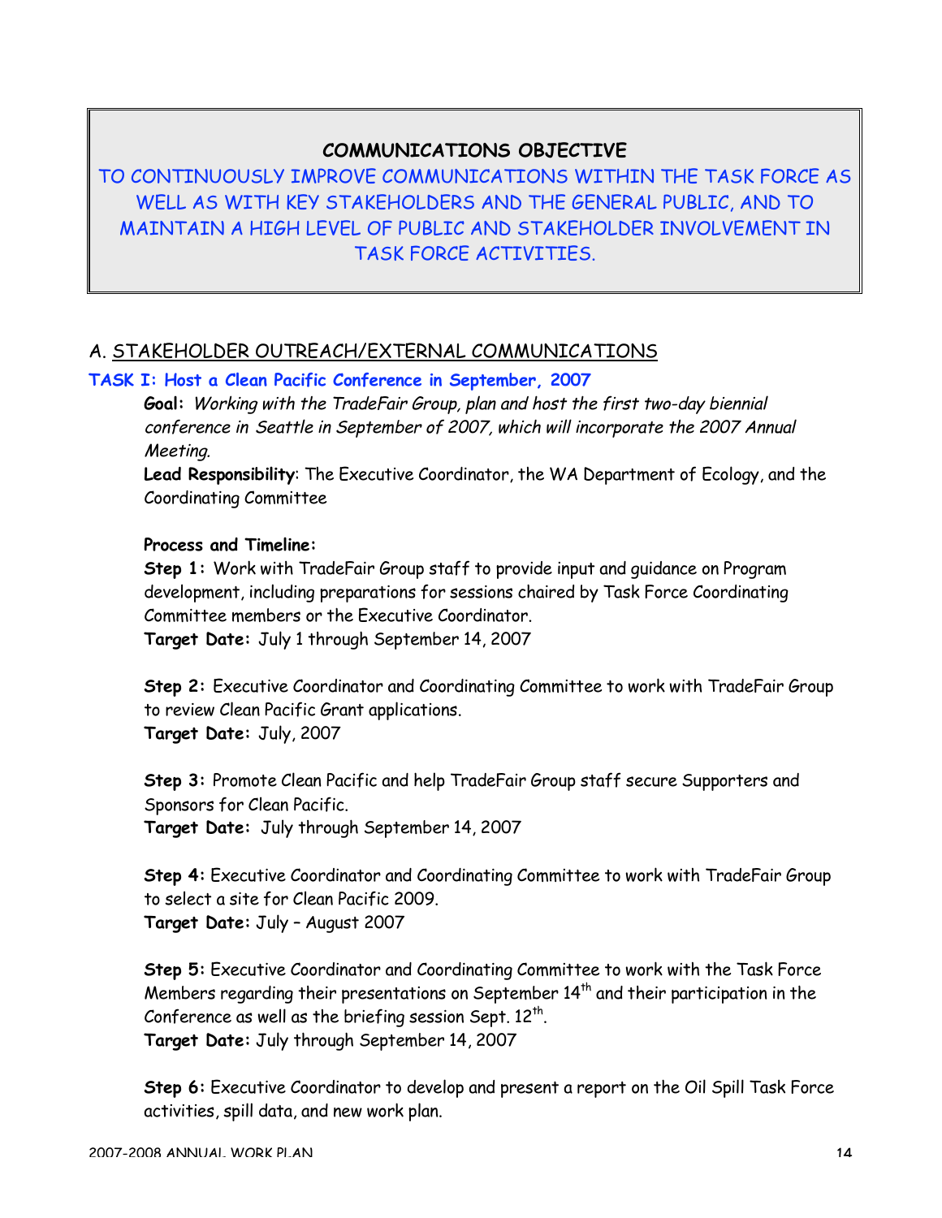## COMMUNICATIONS OBJECTIVE

TO CONTINUOUSLY IMPROVE COMMUNICATIONS WITHIN THE TASK FORCE AS WELL AS WITH KEY STAKEHOLDERS AND THE GENERAL PUBLIC, AND TO MAINTAIN A HIGH LEVEL OF PUBLIC AND STAKEHOLDER INVOLVEMENT IN TASK FORCE ACTIVITIES.

## A. STAKEHOLDER OUTREACH/EXTERNAL COMMUNICATIONS

### TASK I: Host a Clean Pacific Conference in September, 2007

**Goal:** *Working with the TradeFair Group, plan and host the first two-day biennial conference in Seattle in September of 2007, which will incorporate the 2007 Annual Meeting.*

**Lead Responsibility**: The Executive Coordinator, the WA Department of Ecology, and the Coordinating Committee

**Process and Timeline:**

**Step 1:** Work with TradeFair Group staff to provide input and guidance on Program development, including preparations for sessions chaired by Task Force Coordinating Committee members or the Executive Coordinator.
**Target Date:** July 1 through September 14, 2007

**Step 2:** Executive Coordinator and Coordinating Committee to work with TradeFair Group to review Clean Pacific Grant applications.
**Target Date:** July, 2007

**Step 3:** Promote Clean Pacific and help TradeFair Group staff secure Supporters and Sponsors for Clean Pacific.
**Target Date:** July through September 14, 2007

**Step 4:** Executive Coordinator and Coordinating Committee to work with TradeFair Group to select a site for Clean Pacific 2009.
**Target Date:** July – August 2007

**Step 5:** Executive Coordinator and Coordinating Committee to work with the Task Force Members regarding their presentations on September 14th and their participation in the Conference as well as the briefing session Sept. 12th.
**Target Date:** July through September 14, 2007

**Step 6:** Executive Coordinator to develop and present a report on the Oil Spill Task Force activities, spill data, and new work plan.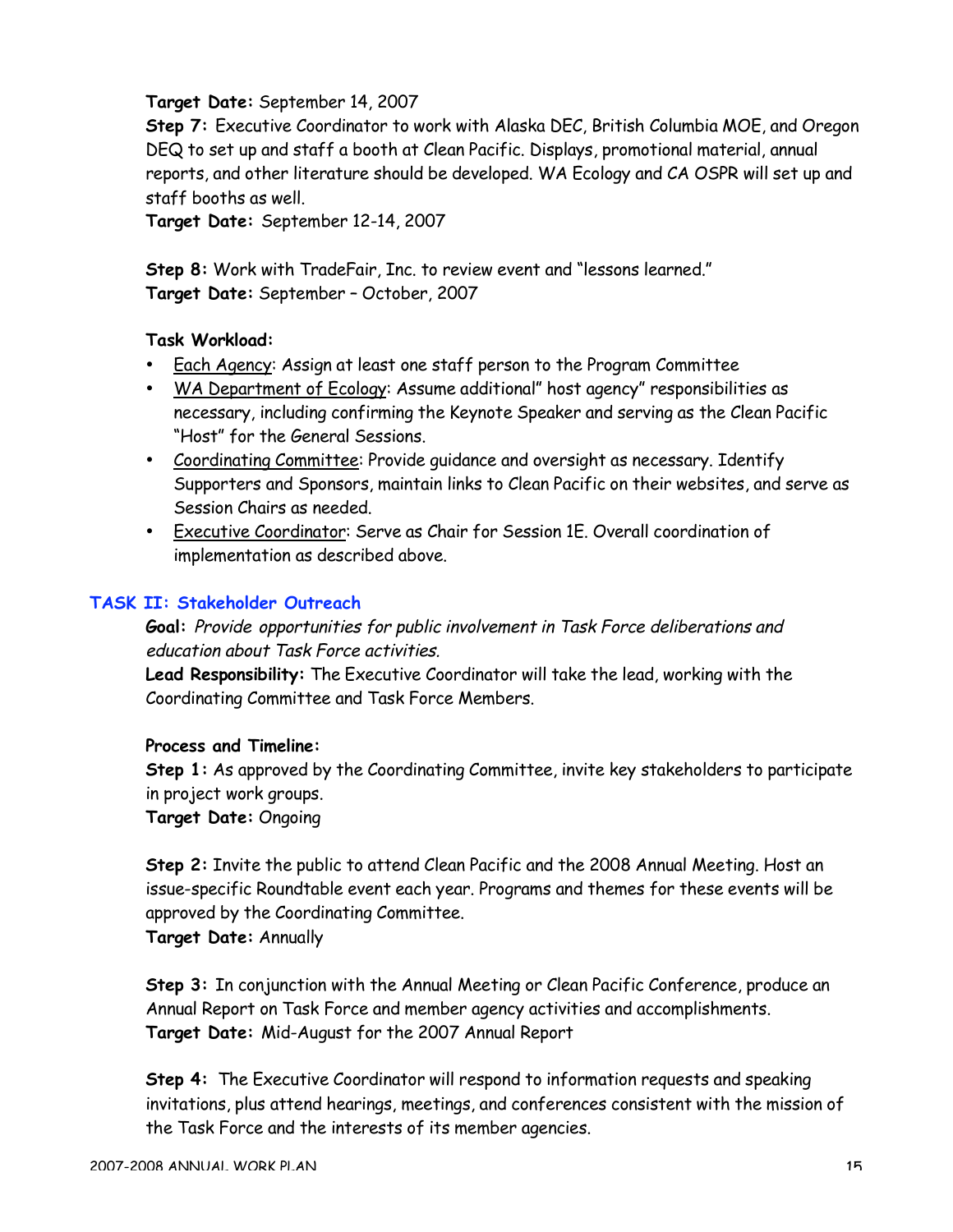**Target Date:** September 14, 2007

**Step 7:** Executive Coordinator to work with Alaska DEC, British Columbia MOE, and Oregon DEQ to set up and staff a booth at Clean Pacific. Displays, promotional material, annual reports, and other literature should be developed. WA Ecology and CA OSPR will set up and staff booths as well.

**Target Date:** September 12-14, 2007

**Step 8:** Work with TradeFair, Inc. to review event and "lessons learned."

**Target Date:** September – October, 2007

**Task Workload:**

- Each Agency: Assign at least one staff person to the Program Committee
- WA Department of Ecology: Assume additional" host agency" responsibilities as necessary, including confirming the Keynote Speaker and serving as the Clean Pacific "Host" for the General Sessions.
- Coordinating Committee: Provide guidance and oversight as necessary. Identify Supporters and Sponsors, maintain links to Clean Pacific on their websites, and serve as Session Chairs as needed.
- Executive Coordinator: Serve as Chair for Session 1E. Overall coordination of implementation as described above.

## TASK II: Stakeholder Outreach

**Goal:** *Provide opportunities for public involvement in Task Force deliberations and education about Task Force activities.*

**Lead Responsibility:** The Executive Coordinator will take the lead, working with the Coordinating Committee and Task Force Members.

**Process and Timeline:**

**Step 1:** As approved by the Coordinating Committee, invite key stakeholders to participate in project work groups.

**Target Date:** Ongoing

**Step 2:** Invite the public to attend Clean Pacific and the 2008 Annual Meeting. Host an issue-specific Roundtable event each year. Programs and themes for these events will be approved by the Coordinating Committee.

**Target Date:** Annually

**Step 3:** In conjunction with the Annual Meeting or Clean Pacific Conference, produce an Annual Report on Task Force and member agency activities and accomplishments.

**Target Date:** Mid-August for the 2007 Annual Report

**Step 4:** The Executive Coordinator will respond to information requests and speaking invitations, plus attend hearings, meetings, and conferences consistent with the mission of the Task Force and the interests of its member agencies.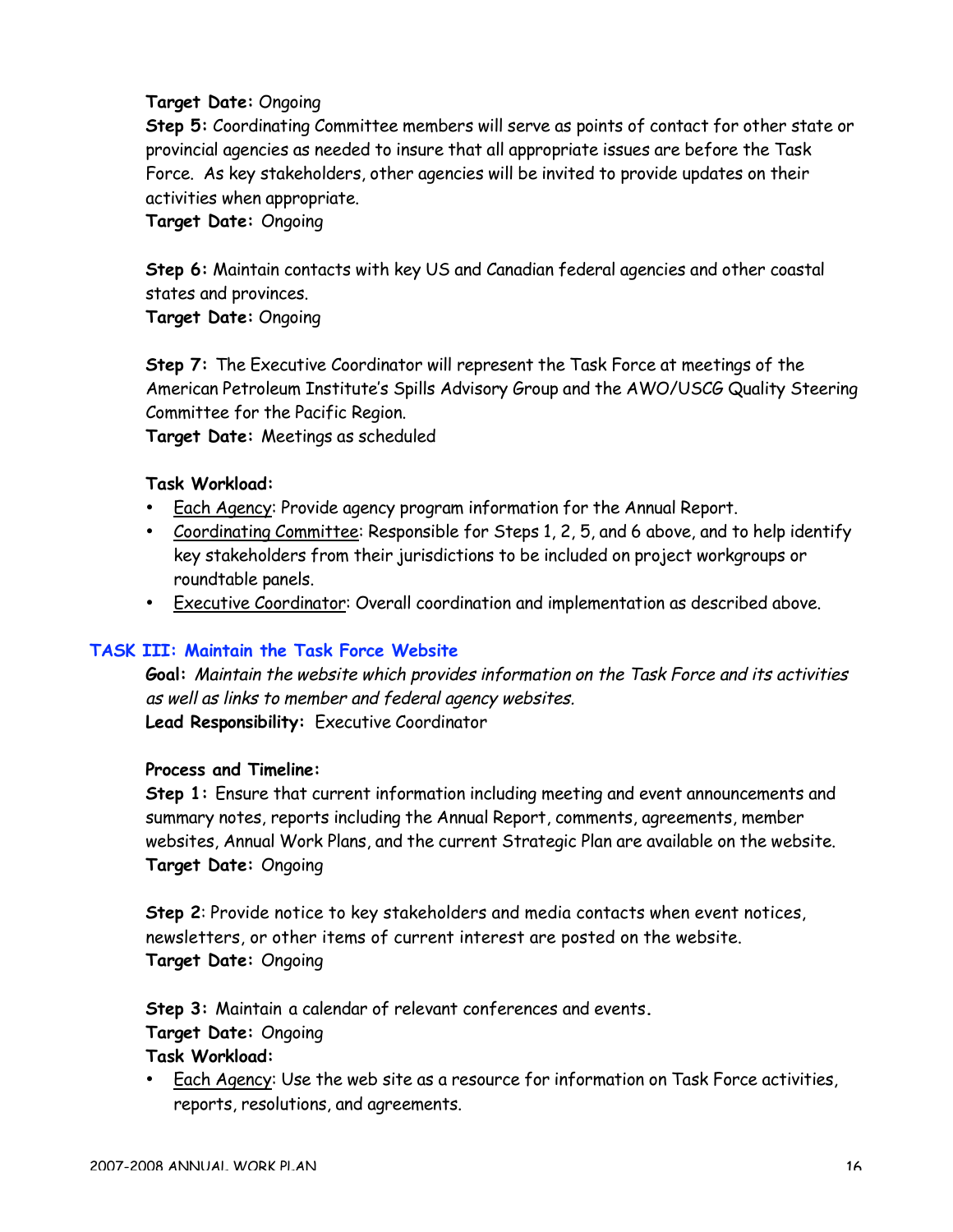**Target Date:** Ongoing

**Step 5:** Coordinating Committee members will serve as points of contact for other state or provincial agencies as needed to insure that all appropriate issues are before the Task Force. As key stakeholders, other agencies will be invited to provide updates on their activities when appropriate.

**Target Date:** Ongoing

**Step 6:** Maintain contacts with key US and Canadian federal agencies and other coastal states and provinces.

**Target Date:** Ongoing

**Step 7:** The Executive Coordinator will represent the Task Force at meetings of the American Petroleum Institute's Spills Advisory Group and the AWO/USCG Quality Steering Committee for the Pacific Region.

**Target Date:** Meetings as scheduled

**Task Workload:**

- Each Agency: Provide agency program information for the Annual Report.
- Coordinating Committee: Responsible for Steps 1, 2, 5, and 6 above, and to help identify key stakeholders from their jurisdictions to be included on project workgroups or roundtable panels.
- Executive Coordinator: Overall coordination and implementation as described above.

## TASK III: Maintain the Task Force Website

**Goal:** *Maintain the website which provides information on the Task Force and its activities as well as links to member and federal agency websites.*

**Lead Responsibility:** Executive Coordinator

**Process and Timeline:**

**Step 1:** Ensure that current information including meeting and event announcements and summary notes, reports including the Annual Report, comments, agreements, member websites, Annual Work Plans, and the current Strategic Plan are available on the website.

**Target Date:** Ongoing

**Step 2**: Provide notice to key stakeholders and media contacts when event notices, newsletters, or other items of current interest are posted on the website.

**Target Date:** Ongoing

**Step 3:** Maintain a calendar of relevant conferences and events.

**Target Date:** Ongoing

**Task Workload:**

- Each Agency: Use the web site as a resource for information on Task Force activities, reports, resolutions, and agreements.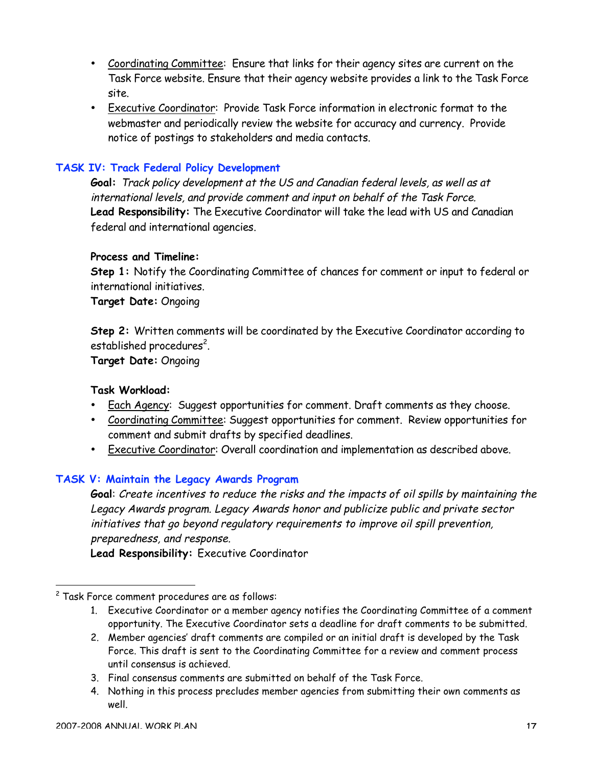- Coordinating Committee: Ensure that links for their agency sites are current on the Task Force website. Ensure that their agency website provides a link to the Task Force site.
- Executive Coordinator: Provide Task Force information in electronic format to the webmaster and periodically review the website for accuracy and currency. Provide notice of postings to stakeholders and media contacts.

## TASK IV: Track Federal Policy Development

**Goal:** *Track policy development at the US and Canadian federal levels, as well as at international levels, and provide comment and input on behalf of the Task Force.*
**Lead Responsibility:** The Executive Coordinator will take the lead with US and Canadian federal and international agencies.

**Process and Timeline:**
**Step 1:** Notify the Coordinating Committee of chances for comment or input to federal or international initiatives.
**Target Date:** Ongoing

**Step 2:** Written comments will be coordinated by the Executive Coordinator according to established procedures[2].
**Target Date:** Ongoing

**Task Workload:**
- Each Agency: Suggest opportunities for comment. Draft comments as they choose.
- Coordinating Committee: Suggest opportunities for comment. Review opportunities for comment and submit drafts by specified deadlines.
- Executive Coordinator: Overall coordination and implementation as described above.

## TASK V: Maintain the Legacy Awards Program

**Goal**: *Create incentives to reduce the risks and the impacts of oil spills by maintaining the Legacy Awards program. Legacy Awards honor and publicize public and private sector initiatives that go beyond regulatory requirements to improve oil spill prevention, preparedness, and response.*
**Lead Responsibility:** Executive Coordinator

---

[2] Task Force comment procedures are as follows:

1. Executive Coordinator or a member agency notifies the Coordinating Committee of a comment opportunity. The Executive Coordinator sets a deadline for draft comments to be submitted.
2. Member agencies' draft comments are compiled or an initial draft is developed by the Task Force. This draft is sent to the Coordinating Committee for a review and comment process until consensus is achieved.
3. Final consensus comments are submitted on behalf of the Task Force.
4. Nothing in this process precludes member agencies from submitting their own comments as well.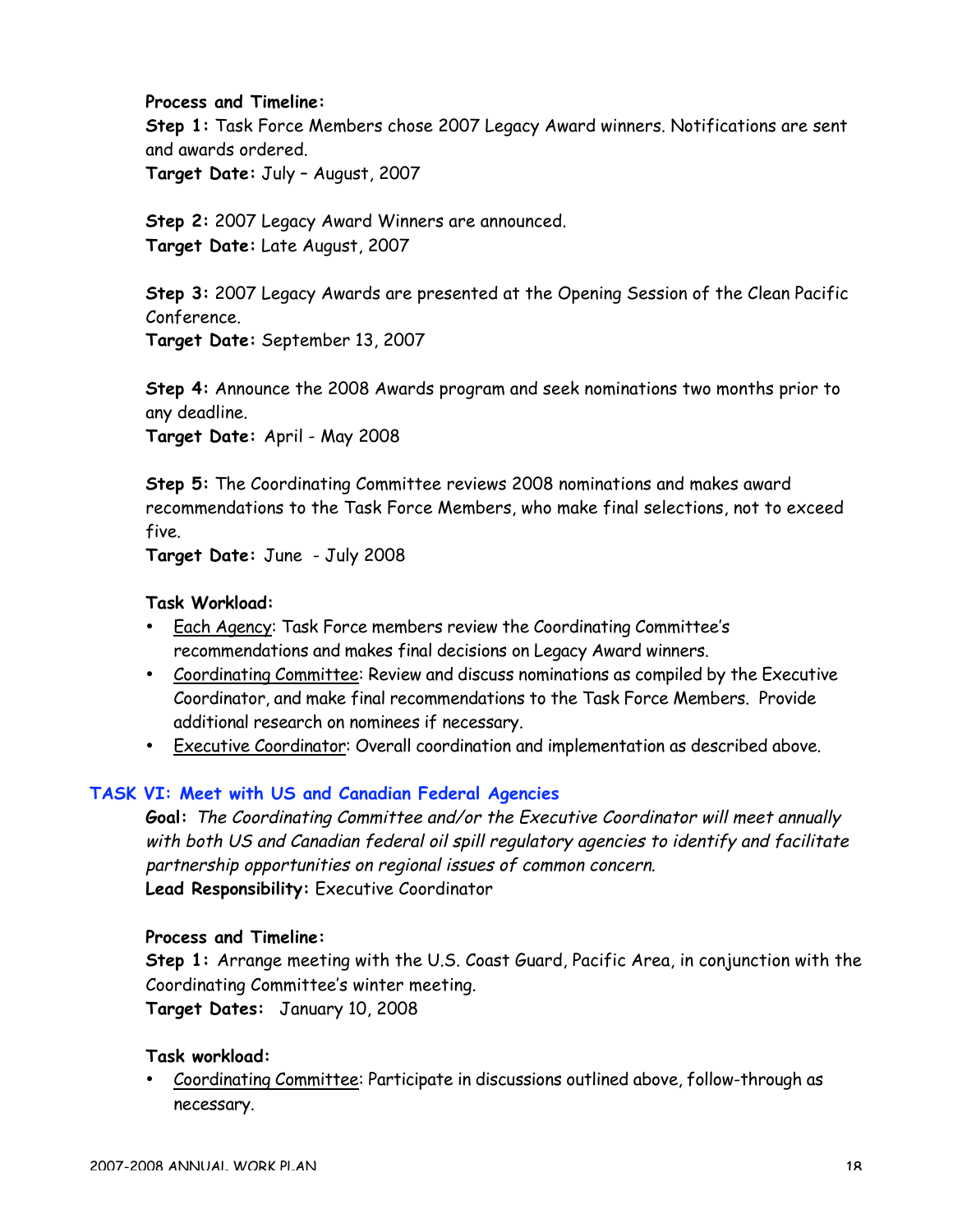**Process and Timeline:**

**Step 1:** Task Force Members chose 2007 Legacy Award winners. Notifications are sent and awards ordered.
**Target Date:** July – August, 2007

**Step 2:** 2007 Legacy Award Winners are announced.
**Target Date:** Late August, 2007

**Step 3:** 2007 Legacy Awards are presented at the Opening Session of the Clean Pacific Conference.
**Target Date:** September 13, 2007

**Step 4:** Announce the 2008 Awards program and seek nominations two months prior to any deadline.
**Target Date:** April - May 2008

**Step 5:** The Coordinating Committee reviews 2008 nominations and makes award recommendations to the Task Force Members, who make final selections, not to exceed five.
**Target Date:** June - July 2008

**Task Workload:**

- <u>Each Agency</u>: Task Force members review the Coordinating Committee's recommendations and makes final decisions on Legacy Award winners.
- <u>Coordinating Committee</u>: Review and discuss nominations as compiled by the Executive Coordinator, and make final recommendations to the Task Force Members. Provide additional research on nominees if necessary.
- <u>Executive Coordinator</u>: Overall coordination and implementation as described above.

## TASK VI: Meet with US and Canadian Federal Agencies

**Goal:** *The Coordinating Committee and/or the Executive Coordinator will meet annually with both US and Canadian federal oil spill regulatory agencies to identify and facilitate partnership opportunities on regional issues of common concern.*
**Lead Responsibility:** Executive Coordinator

**Process and Timeline:**

**Step 1:** Arrange meeting with the U.S. Coast Guard, Pacific Area, in conjunction with the Coordinating Committee's winter meeting.
**Target Dates:** January 10, 2008

**Task workload:**

- <u>Coordinating Committee</u>: Participate in discussions outlined above, follow-through as necessary.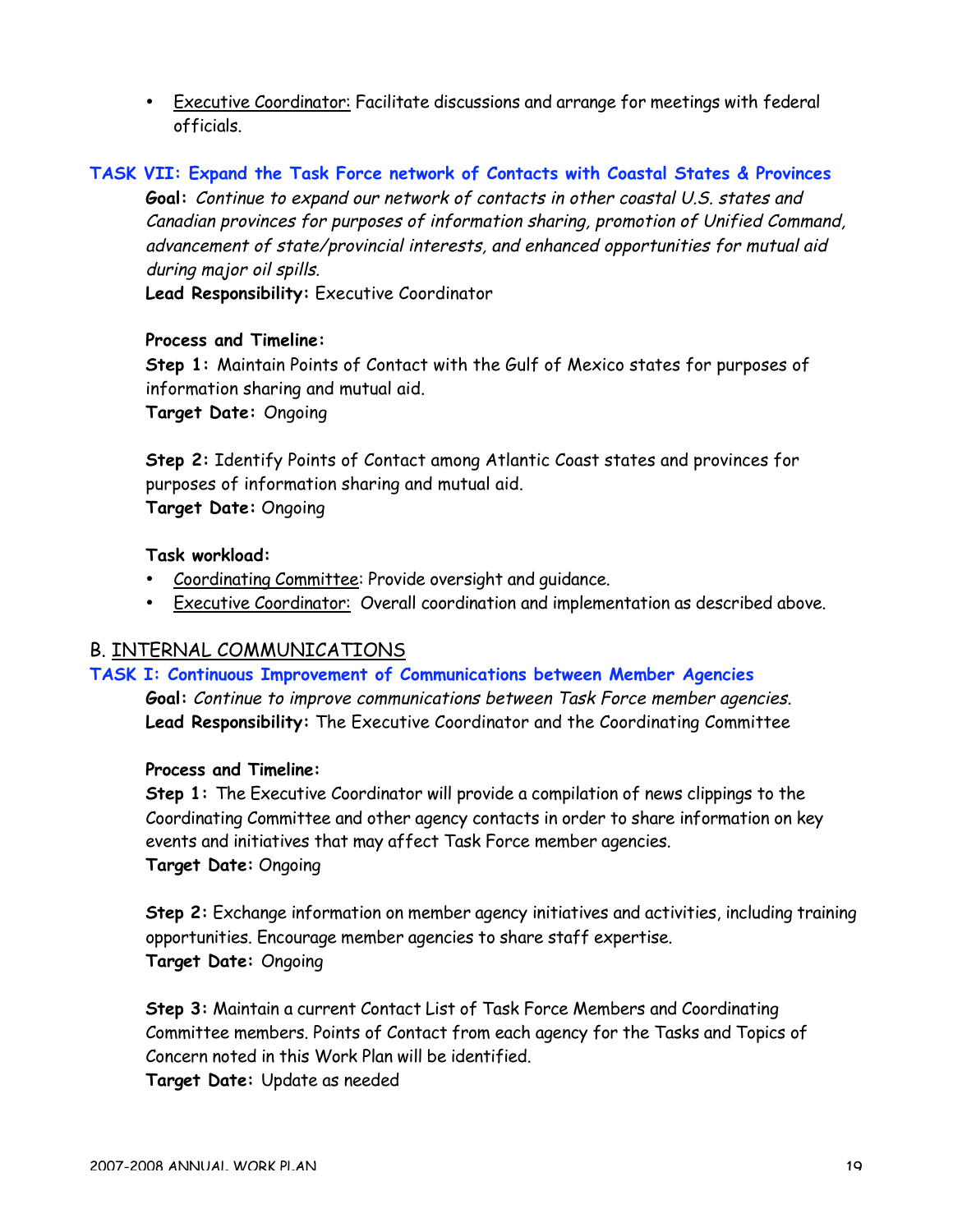- <u>Executive Coordinator:</u> Facilitate discussions and arrange for meetings with federal officials.

### TASK VII: Expand the Task Force network of Contacts with Coastal States & Provinces

**Goal:** *Continue to expand our network of contacts in other coastal U.S. states and Canadian provinces for purposes of information sharing, promotion of Unified Command, advancement of state/provincial interests, and enhanced opportunities for mutual aid during major oil spills.*

**Lead Responsibility:** Executive Coordinator

**Process and Timeline:**

**Step 1:** Maintain Points of Contact with the Gulf of Mexico states for purposes of information sharing and mutual aid.

**Target Date:** Ongoing

**Step 2:** Identify Points of Contact among Atlantic Coast states and provinces for purposes of information sharing and mutual aid.

**Target Date:** Ongoing

**Task workload:**

- <u>Coordinating Committee</u>: Provide oversight and guidance.
- <u>Executive Coordinator:</u> Overall coordination and implementation as described above.

## B. <u>INTERNAL COMMUNICATIONS</u>

### TASK I: Continuous Improvement of Communications between Member Agencies

**Goal:** *Continue to improve communications between Task Force member agencies.*

**Lead Responsibility:** The Executive Coordinator and the Coordinating Committee

**Process and Timeline:**

**Step 1:** The Executive Coordinator will provide a compilation of news clippings to the Coordinating Committee and other agency contacts in order to share information on key events and initiatives that may affect Task Force member agencies.

**Target Date:** Ongoing

**Step 2:** Exchange information on member agency initiatives and activities, including training opportunities. Encourage member agencies to share staff expertise.

**Target Date:** Ongoing

**Step 3:** Maintain a current Contact List of Task Force Members and Coordinating Committee members. Points of Contact from each agency for the Tasks and Topics of Concern noted in this Work Plan will be identified.

**Target Date:** Update as needed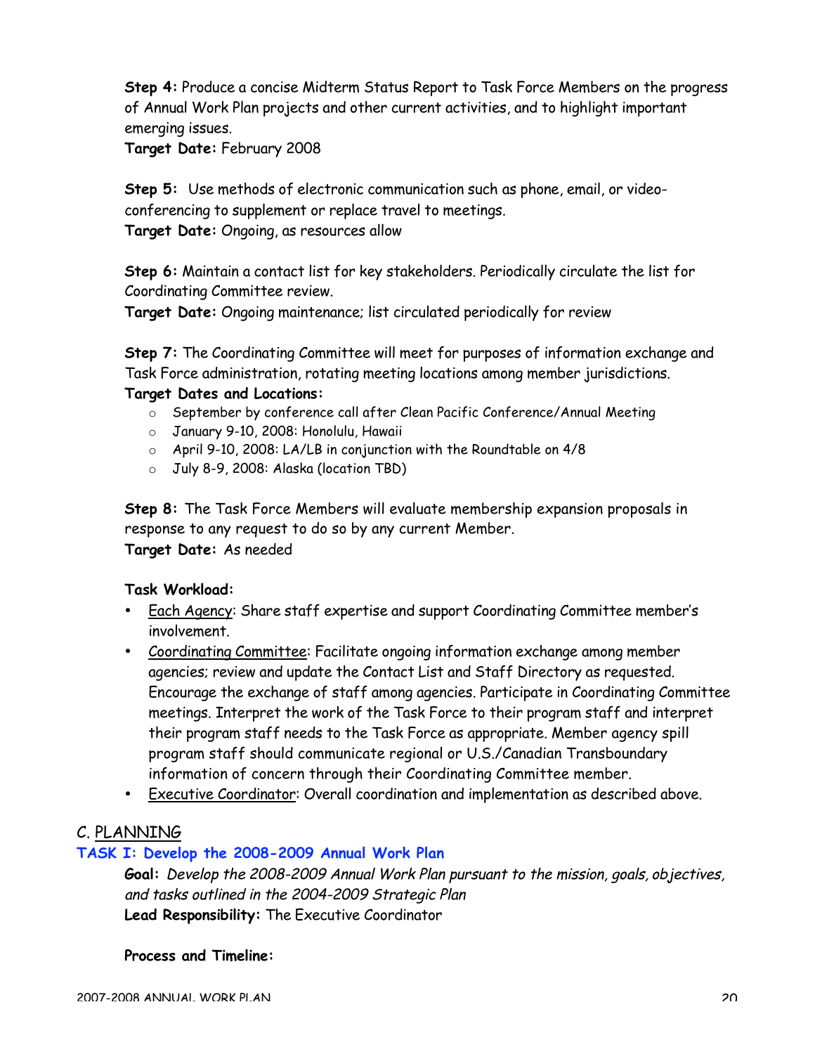**Step 4:** Produce a concise Midterm Status Report to Task Force Members on the progress of Annual Work Plan projects and other current activities, and to highlight important emerging issues.
**Target Date:** February 2008

**Step 5:** Use methods of electronic communication such as phone, email, or video-conferencing to supplement or replace travel to meetings.
**Target Date:** Ongoing, as resources allow

**Step 6:** Maintain a contact list for key stakeholders. Periodically circulate the list for Coordinating Committee review.
**Target Date:** Ongoing maintenance; list circulated periodically for review

**Step 7:** The Coordinating Committee will meet for purposes of information exchange and Task Force administration, rotating meeting locations among member jurisdictions.
**Target Dates and Locations:**

- September by conference call after Clean Pacific Conference/Annual Meeting
- January 9-10, 2008: Honolulu, Hawaii
- April 9-10, 2008: LA/LB in conjunction with the Roundtable on 4/8
- July 8-9, 2008: Alaska (location TBD)

**Step 8:** The Task Force Members will evaluate membership expansion proposals in response to any request to do so by any current Member.
**Target Date:** As needed

**Task Workload:**

- Each Agency: Share staff expertise and support Coordinating Committee member's involvement.
- Coordinating Committee: Facilitate ongoing information exchange among member agencies; review and update the Contact List and Staff Directory as requested. Encourage the exchange of staff among agencies. Participate in Coordinating Committee meetings. Interpret the work of the Task Force to their program staff and interpret their program staff needs to the Task Force as appropriate. Member agency spill program staff should communicate regional or U.S./Canadian Transboundary information of concern through their Coordinating Committee member.
- Executive Coordinator: Overall coordination and implementation as described above.

## C. PLANNING

### TASK I: Develop the 2008-2009 Annual Work Plan

**Goal:** *Develop the 2008-2009 Annual Work Plan pursuant to the mission, goals, objectives, and tasks outlined in the 2004-2009 Strategic Plan*
**Lead Responsibility:** The Executive Coordinator

**Process and Timeline:**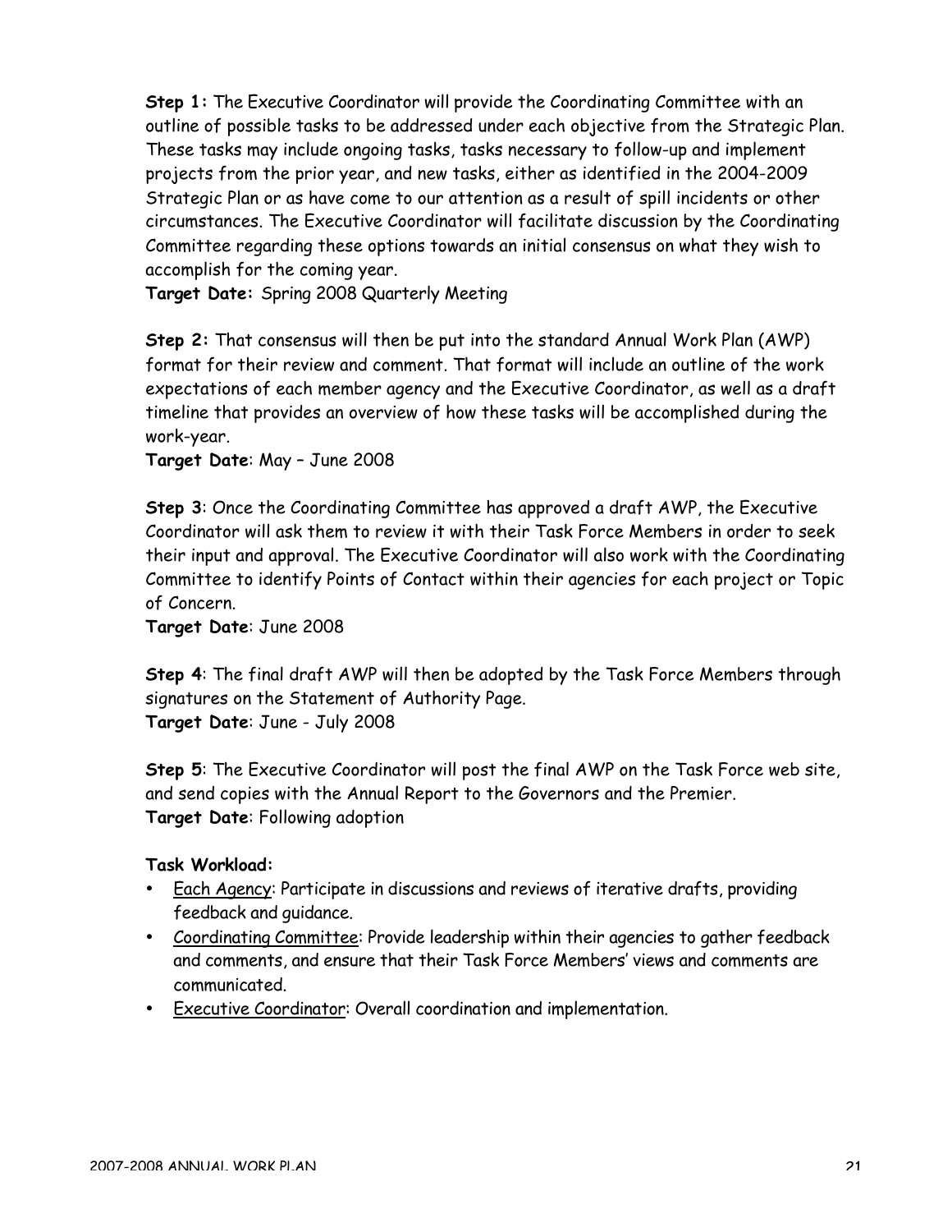**Step 1:** The Executive Coordinator will provide the Coordinating Committee with an outline of possible tasks to be addressed under each objective from the Strategic Plan. These tasks may include ongoing tasks, tasks necessary to follow-up and implement projects from the prior year, and new tasks, either as identified in the 2004-2009 Strategic Plan or as have come to our attention as a result of spill incidents or other circumstances. The Executive Coordinator will facilitate discussion by the Coordinating Committee regarding these options towards an initial consensus on what they wish to accomplish for the coming year.
**Target Date:** Spring 2008 Quarterly Meeting

**Step 2:** That consensus will then be put into the standard Annual Work Plan (AWP) format for their review and comment. That format will include an outline of the work expectations of each member agency and the Executive Coordinator, as well as a draft timeline that provides an overview of how these tasks will be accomplished during the work-year.
**Target Date**: May – June 2008

**Step 3**: Once the Coordinating Committee has approved a draft AWP, the Executive Coordinator will ask them to review it with their Task Force Members in order to seek their input and approval. The Executive Coordinator will also work with the Coordinating Committee to identify Points of Contact within their agencies for each project or Topic of Concern.
**Target Date**: June 2008

**Step 4**: The final draft AWP will then be adopted by the Task Force Members through signatures on the Statement of Authority Page.
**Target Date**: June - July 2008

**Step 5**: The Executive Coordinator will post the final AWP on the Task Force web site, and send copies with the Annual Report to the Governors and the Premier.
**Target Date**: Following adoption

**Task Workload:**

- <u>Each Agency</u>: Participate in discussions and reviews of iterative drafts, providing feedback and guidance.
- <u>Coordinating Committee</u>: Provide leadership within their agencies to gather feedback and comments, and ensure that their Task Force Members' views and comments are communicated.
- <u>Executive Coordinator</u>: Overall coordination and implementation.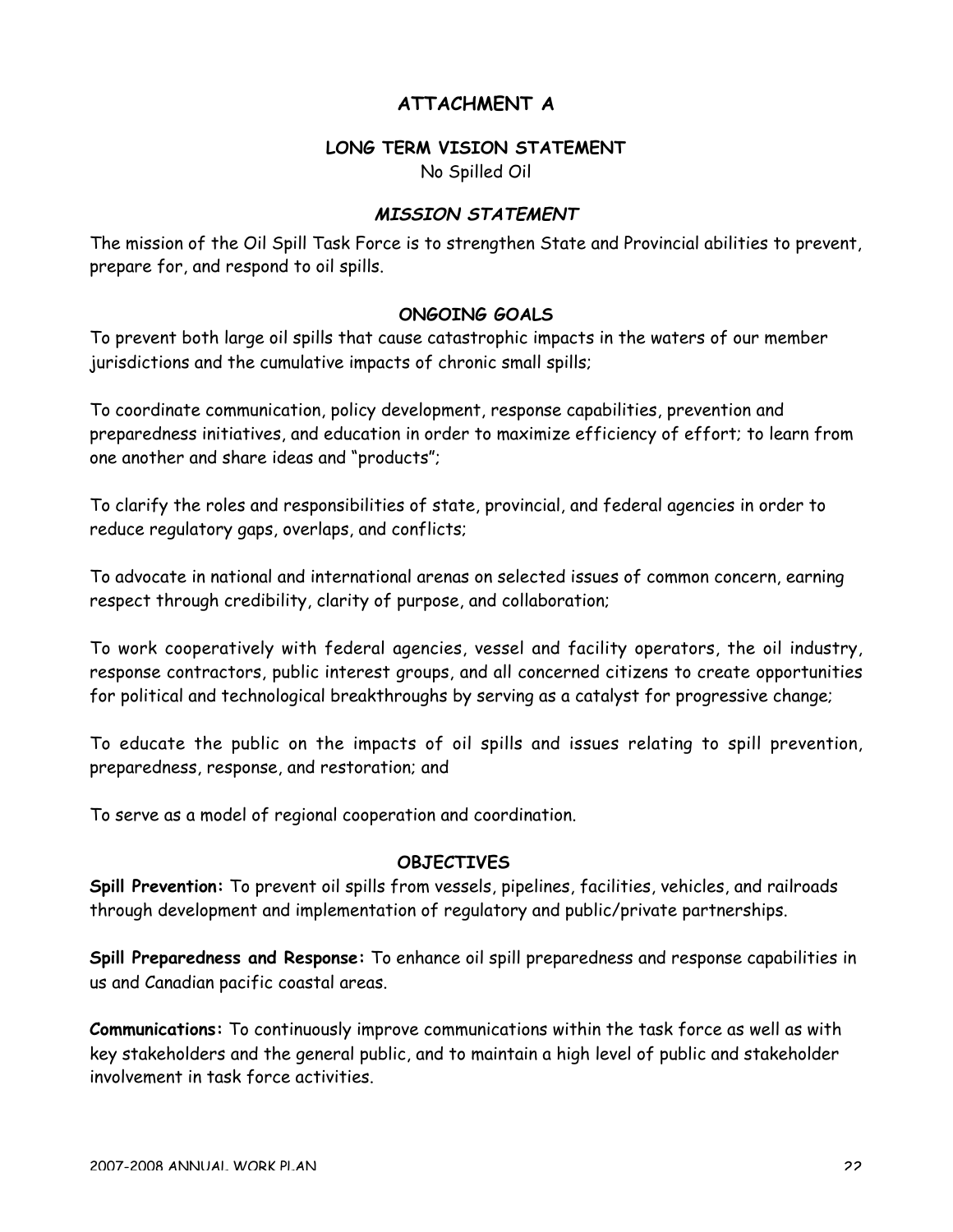# ATTACHMENT A

## LONG TERM VISION STATEMENT

No Spilled Oil

## *MISSION STATEMENT*

The mission of the Oil Spill Task Force is to strengthen State and Provincial abilities to prevent, prepare for, and respond to oil spills.

## ONGOING GOALS

To prevent both large oil spills that cause catastrophic impacts in the waters of our member jurisdictions and the cumulative impacts of chronic small spills;

To coordinate communication, policy development, response capabilities, prevention and preparedness initiatives, and education in order to maximize efficiency of effort; to learn from one another and share ideas and "products";

To clarify the roles and responsibilities of state, provincial, and federal agencies in order to reduce regulatory gaps, overlaps, and conflicts;

To advocate in national and international arenas on selected issues of common concern, earning respect through credibility, clarity of purpose, and collaboration;

To work cooperatively with federal agencies, vessel and facility operators, the oil industry, response contractors, public interest groups, and all concerned citizens to create opportunities for political and technological breakthroughs by serving as a catalyst for progressive change;

To educate the public on the impacts of oil spills and issues relating to spill prevention, preparedness, response, and restoration; and

To serve as a model of regional cooperation and coordination.

## OBJECTIVES

**Spill Prevention:** To prevent oil spills from vessels, pipelines, facilities, vehicles, and railroads through development and implementation of regulatory and public/private partnerships.

**Spill Preparedness and Response:** To enhance oil spill preparedness and response capabilities in us and Canadian pacific coastal areas.

**Communications:** To continuously improve communications within the task force as well as with key stakeholders and the general public, and to maintain a high level of public and stakeholder involvement in task force activities.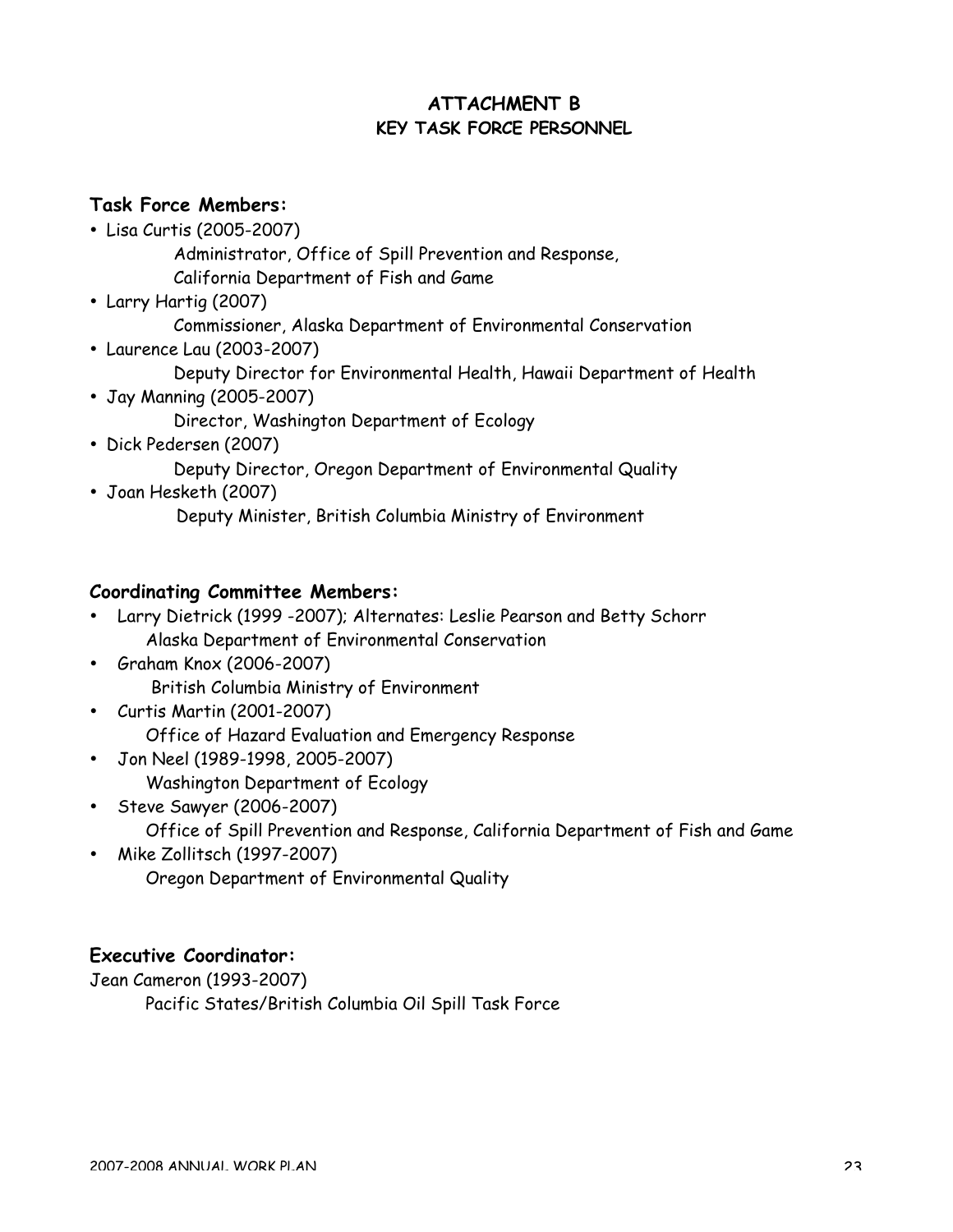# ATTACHMENT B

## KEY TASK FORCE PERSONNEL

### Task Force Members:

- Lisa Curtis (2005-2007)
  Administrator, Office of Spill Prevention and Response,
  California Department of Fish and Game
- Larry Hartig (2007)
  Commissioner, Alaska Department of Environmental Conservation
- Laurence Lau (2003-2007)
  Deputy Director for Environmental Health, Hawaii Department of Health
- Jay Manning (2005-2007)
  Director, Washington Department of Ecology
- Dick Pedersen (2007)
  Deputy Director, Oregon Department of Environmental Quality
- Joan Hesketh (2007)
  Deputy Minister, British Columbia Ministry of Environment

### Coordinating Committee Members:

- Larry Dietrick (1999 -2007); Alternates: Leslie Pearson and Betty Schorr
  Alaska Department of Environmental Conservation
- Graham Knox (2006-2007)
  British Columbia Ministry of Environment
- Curtis Martin (2001-2007)
  Office of Hazard Evaluation and Emergency Response
- Jon Neel (1989-1998, 2005-2007)
  Washington Department of Ecology
- Steve Sawyer (2006-2007)
  Office of Spill Prevention and Response, California Department of Fish and Game
- Mike Zollitsch (1997-2007)
  Oregon Department of Environmental Quality

### Executive Coordinator:

Jean Cameron (1993-2007)
Pacific States/British Columbia Oil Spill Task Force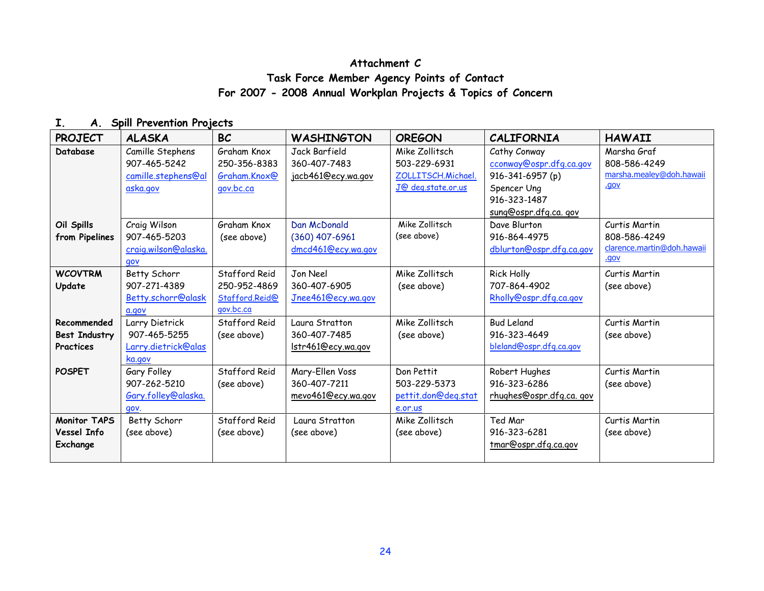# Attachment C
## Task Force Member Agency Points of Contact
## For 2007 - 2008 Annual Workplan Projects & Topics of Concern

### I. A. Spill Prevention Projects

| PROJECT | ALASKA | BC | WASHINGTON | OREGON | CALIFORNIA | HAWAII |
|---|---|---|---|---|---|---|
| **Database** | Camille Stephens<br>907-465-5242<br>camille.stephens@alaska.gov | Graham Knox<br>250-356-8383<br>Graham.Knox@gov.bc.ca | Jack Barfield<br>360-407-7483<br>jacb461@ecy.wa.gov | Mike Zollitsch<br>503-229-6931<br>ZOLLITSCH.Michael.J@ deq.state.or.us | Cathy Conway<br>cconway@ospr.dfg.ca.gov<br>916-341-6957 (p)<br>Spencer Ung<br>916-323-1487<br>sung@ospr.dfg.ca. gov | Marsha Graf<br>808-586-4249<br>marsha.mealey@doh.hawaii.gov |
| **Oil Spills from Pipelines** | Craig Wilson<br>907-465-5203<br>craig.wilson@alaska.gov | Graham Knox<br>(see above) | Dan McDonald<br>(360) 407-6961<br>dmcd461@ecy.wa.gov | Mike Zollitsch<br>(see above) | Dave Blurton<br>916-864-4975<br>dblurton@ospr.dfg.ca.gov | Curtis Martin<br>808-586-4249<br>clarence.martin@doh.hawaii.gov |
| **WCOVTRM Update** | Betty Schorr<br>907-271-4389<br>Betty.schorr@alaska.gov | Stafford Reid<br>250-952-4869<br>Stafford.Reid@gov.bc.ca | Jon Neel<br>360-407-6905<br>Jnee461@ecy.wa.gov | Mike Zollitsch<br>(see above) | Rick Holly<br>707-864-4902<br>Rholly@ospr.dfg.ca.gov | Curtis Martin<br>(see above) |
| **Recommended Best Industry Practices** | Larry Dietrick<br>907-465-5255<br>Larry.dietrick@alaska.gov | Stafford Reid<br>(see above) | Laura Stratton<br>360-407-7485<br>lstr461@ecy.wa.gov | Mike Zollitsch<br>(see above) | Bud Leland<br>916-323-4649<br>bleland@ospr.dfg.ca.gov | Curtis Martin<br>(see above) |
| **POSPET** | Gary Folley<br>907-262-5210<br>Gary.folley@alaska.gov. | Stafford Reid<br>(see above) | Mary-Ellen Voss<br>360-407-7211<br>mevo461@ecy.wa.gov | Don Pettit<br>503-229-5373<br>pettit.don@deq.state.or.us | Robert Hughes<br>916-323-6286<br>rhughes@ospr.dfg.ca. gov | Curtis Martin<br>(see above) |
| **Monitor TAPS Vessel Info Exchange** | Betty Schorr<br>(see above) | Stafford Reid<br>(see above) | Laura Stratton<br>(see above) | Mike Zollitsch<br>(see above) | Ted Mar<br>916-323-6281<br>tmar@ospr.dfg.ca.gov | Curtis Martin<br>(see above) |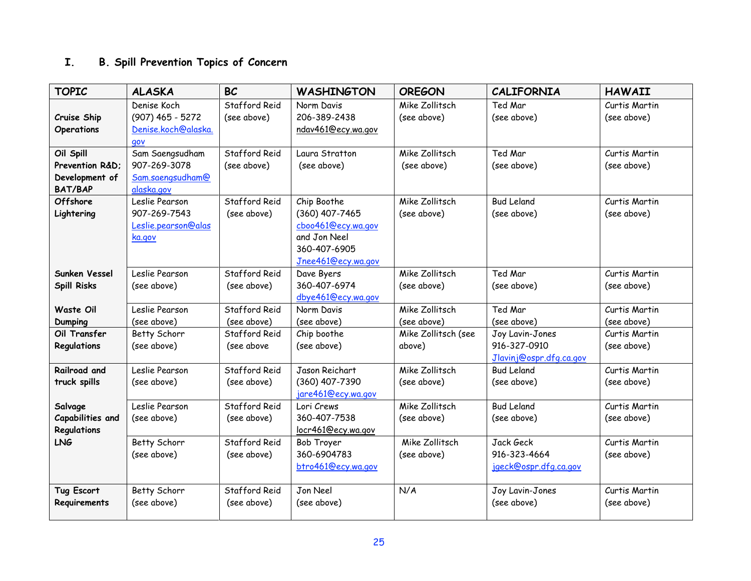## I. B. Spill Prevention Topics of Concern

| TOPIC | ALASKA | BC | WASHINGTON | OREGON | CALIFORNIA | HAWAII |
|---|---|---|---|---|---|---|
| **Cruise Ship Operations** | Denise Koch (907) 465 - 5272 Denise.koch@alaska.gov | Stafford Reid (see above) | Norm Davis 206-389-2438 ndav461@ecy.wa.gov | Mike Zollitsch (see above) | Ted Mar (see above) | Curtis Martin (see above) |
| **Oil Spill Prevention R&D; Development of BAT/BAP** | Sam Saengsudham 907-269-3078 Sam.saengsudham@alaska.gov | Stafford Reid (see above) | Laura Stratton (see above) | Mike Zollitsch (see above) | Ted Mar (see above) | Curtis Martin (see above) |
| **Offshore Lightering** | Leslie Pearson 907-269-7543 Leslie.pearson@alaska.gov | Stafford Reid (see above) | Chip Boothe (360) 407-7465 cboo461@ecy.wa.gov and Jon Neel 360-407-6905 Jnee461@ecy.wa.gov | Mike Zollitsch (see above) | Bud Leland (see above) | Curtis Martin (see above) |
| **Sunken Vessel Spill Risks** | Leslie Pearson (see above) | Stafford Reid (see above) | Dave Byers 360-407-6974 dbye461@ecy.wa.gov | Mike Zollitsch (see above) | Ted Mar (see above) | Curtis Martin (see above) |
| **Waste Oil Dumping** | Leslie Pearson (see above) | Stafford Reid (see above) | Norm Davis (see above) | Mike Zollitsch (see above) | Ted Mar (see above) | Curtis Martin (see above) |
| **Oil Transfer Regulations** | Betty Schorr (see above) | Stafford Reid (see above | Chip boothe (see above) | Mike Zollitsch (see above) | Joy Lavin-Jones 916-327-0910 Jlavinj@ospr.dfg.ca.gov | Curtis Martin (see above) |
| **Railroad and truck spills** | Leslie Pearson (see above) | Stafford Reid (see above) | Jason Reichart (360) 407-7390 jare461@ecy.wa.gov | Mike Zollitsch (see above) | Bud Leland (see above) | Curtis Martin (see above) |
| **Salvage Capabilities and Regulations** | Leslie Pearson (see above) | Stafford Reid (see above) | Lori Crews 360-407-7538 locr461@ecy.wa.gov | Mike Zollitsch (see above) | Bud Leland (see above) | Curtis Martin (see above) |
| **LNG** | Betty Schorr (see above) | Stafford Reid (see above) | Bob Troyer 360-6904783 btro461@ecy.wa.gov | Mike Zollitsch (see above) | Jack Geck 916-323-4664 jgeck@ospr.dfg.ca.gov | Curtis Martin (see above) |
| **Tug Escort Requirements** | Betty Schorr (see above) | Stafford Reid (see above) | Jon Neel (see above) | N/A | Joy Lavin-Jones (see above) | Curtis Martin (see above) |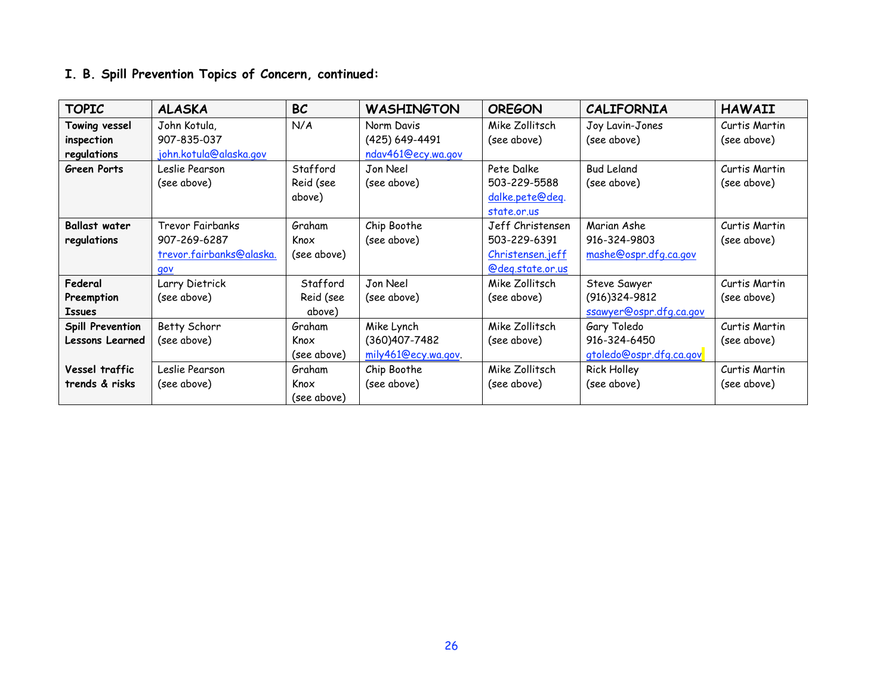### I. B. Spill Prevention Topics of Concern, continued:

| TOPIC | ALASKA | BC | WASHINGTON | OREGON | CALIFORNIA | HAWAII |
|---|---|---|---|---|---|---|
| **Towing vessel inspection regulations** | John Kotula, 907-835-037 john.kotula@alaska.gov | N/A | Norm Davis (425) 649-4491 ndav461@ecy.wa.gov | Mike Zollitsch (see above) | Joy Lavin-Jones (see above) | Curtis Martin (see above) |
| **Green Ports** | Leslie Pearson (see above) | Stafford Reid (see above) | Jon Neel (see above) | Pete Dalke 503-229-5588 dalke.pete@deq.state.or.us | Bud Leland (see above) | Curtis Martin (see above) |
| **Ballast water regulations** | Trevor Fairbanks 907-269-6287 trevor.fairbanks@alaska.gov | Graham Knox (see above) | Chip Boothe (see above) | Jeff Christensen 503-229-6391 Christensen.jeff@deq.state.or.us | Marian Ashe 916-324-9803 mashe@ospr.dfg.ca.gov | Curtis Martin (see above) |
| **Federal Preemption Issues** | Larry Dietrick (see above) | Stafford Reid (see above) | Jon Neel (see above) | Mike Zollitsch (see above) | Steve Sawyer (916)324-9812 ssawyer@ospr.dfg.ca.gov | Curtis Martin (see above) |
| **Spill Prevention Lessons Learned** | Betty Schorr (see above) | Graham Knox (see above) | Mike Lynch (360)407-7482 mily461@ecy.wa.gov. | Mike Zollitsch (see above) | Gary Toledo 916-324-6450 gtoledo@ospr.dfg.ca.gov | Curtis Martin (see above) |
| **Vessel traffic trends & risks** | Leslie Pearson (see above) | Graham Knox (see above) | Chip Boothe (see above) | Mike Zollitsch (see above) | Rick Holley (see above) | Curtis Martin (see above) |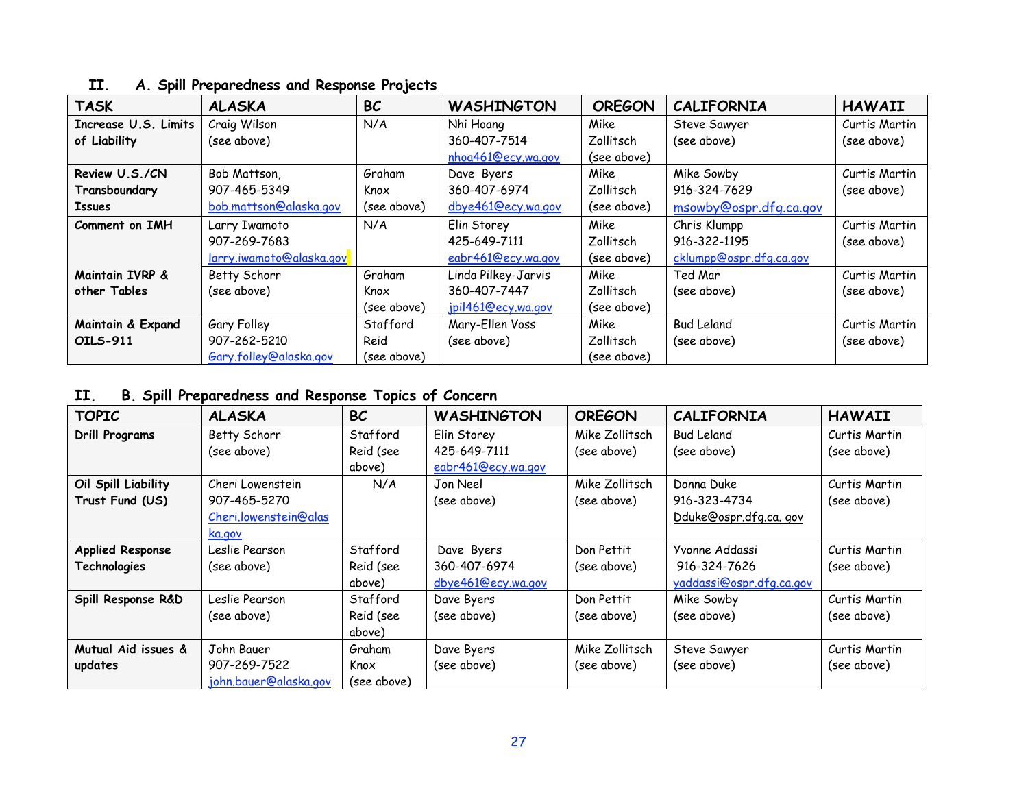## II. A. Spill Preparedness and Response Projects

| TASK | ALASKA | BC | WASHINGTON | OREGON | CALIFORNIA | HAWAII |
|---|---|---|---|---|---|---|
| **Increase U.S. Limits of Liability** | Craig Wilson (see above) | N/A | Nhi Hoang 360-407-7514 nhoa461@ecy.wa.gov | Mike Zollitsch (see above) | Steve Sawyer (see above) | Curtis Martin (see above) |
| **Review U.S./CN Transboundary Issues** | Bob Mattson, 907-465-5349 bob.mattson@alaska.gov | Graham Knox (see above) | Dave Byers 360-407-6974 dbye461@ecy.wa.gov | Mike Zollitsch (see above) | Mike Sowby 916-324-7629 msowby@ospr.dfg.ca.gov | Curtis Martin (see above) |
| **Comment on IMH** | Larry Iwamoto 907-269-7683 larry.iwamoto@alaska.gov | N/A | Elin Storey 425-649-7111 eabr461@ecy.wa.gov | Mike Zollitsch (see above) | Chris Klumpp 916-322-1195 cklumpp@ospr.dfg.ca.gov | Curtis Martin (see above) |
| **Maintain IVRP & other Tables** | Betty Schorr (see above) | Graham Knox (see above) | Linda Pilkey-Jarvis 360-407-7447 jpil461@ecy.wa.gov | Mike Zollitsch (see above) | Ted Mar (see above) | Curtis Martin (see above) |
| **Maintain & Expand OILS-911** | Gary Folley 907-262-5210 Gary.folley@alaska.gov | Stafford Reid (see above) | Mary-Ellen Voss (see above) | Mike Zollitsch (see above) | Bud Leland (see above) | Curtis Martin (see above) |

## II. B. Spill Preparedness and Response Topics of Concern

| TOPIC | ALASKA | BC | WASHINGTON | OREGON | CALIFORNIA | HAWAII |
|---|---|---|---|---|---|---|
| **Drill Programs** | Betty Schorr (see above) | Stafford Reid (see above) | Elin Storey 425-649-7111 eabr461@ecy.wa.gov | Mike Zollitsch (see above) | Bud Leland (see above) | Curtis Martin (see above) |
| **Oil Spill Liability Trust Fund (US)** | Cheri Lowenstein 907-465-5270 Cheri.lowenstein@alaska.gov | N/A | Jon Neel (see above) | Mike Zollitsch (see above) | Donna Duke 916-323-4734 Dduke@ospr.dfg.ca. gov | Curtis Martin (see above) |
| **Applied Response Technologies** | Leslie Pearson (see above) | Stafford Reid (see above) | Dave Byers 360-407-6974 dbye461@ecy.wa.gov | Don Pettit (see above) | Yvonne Addassi 916-324-7626 yaddassi@ospr.dfg.ca.gov | Curtis Martin (see above) |
| **Spill Response R&D** | Leslie Pearson (see above) | Stafford Reid (see above) | Dave Byers (see above) | Don Pettit (see above) | Mike Sowby (see above) | Curtis Martin (see above) |
| **Mutual Aid issues & updates** | John Bauer 907-269-7522 john.bauer@alaska.gov | Graham Knox (see above) | Dave Byers (see above) | Mike Zollitsch (see above) | Steve Sawyer (see above) | Curtis Martin (see above) |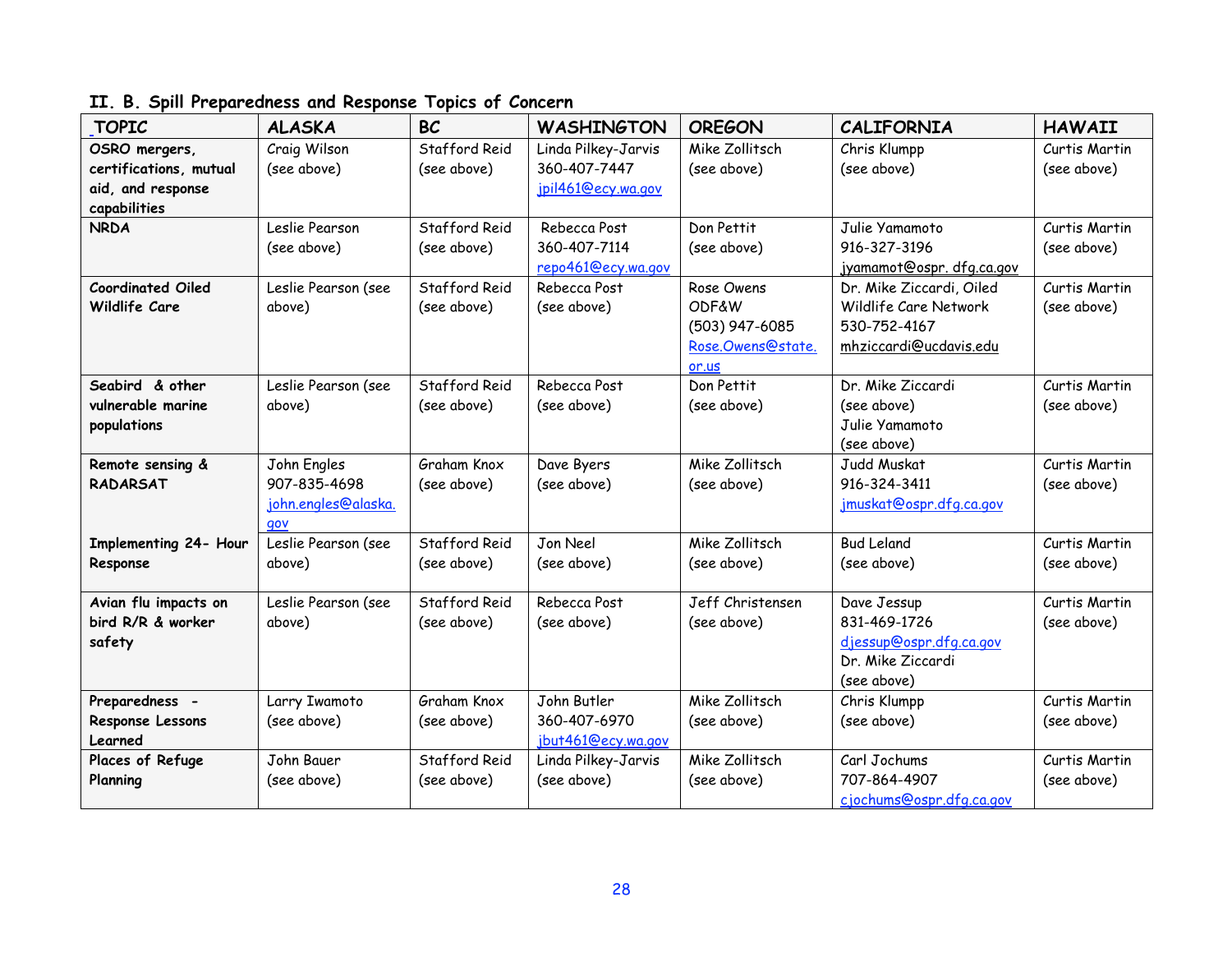## II. B. Spill Preparedness and Response Topics of Concern

| TOPIC | ALASKA | BC | WASHINGTON | OREGON | CALIFORNIA | HAWAII |
|---|---|---|---|---|---|---|
| **OSRO mergers, certifications, mutual aid, and response capabilities** | Craig Wilson (see above) | Stafford Reid (see above) | Linda Pilkey-Jarvis 360-407-7447 jpil461@ecy.wa.gov | Mike Zollitsch (see above) | Chris Klumpp (see above) | Curtis Martin (see above) |
| **NRDA** | Leslie Pearson (see above) | Stafford Reid (see above) | Rebecca Post 360-407-7114 repo461@ecy.wa.gov | Don Pettit (see above) | Julie Yamamoto 916-327-3196 jyamamot@ospr. dfg.ca.gov | Curtis Martin (see above) |
| **Coordinated Oiled Wildlife Care** | Leslie Pearson (see above) | Stafford Reid (see above) | Rebecca Post (see above) | Rose Owens ODF&W (503) 947-6085 Rose.Owens@state.or.us | Dr. Mike Ziccardi, Oiled Wildlife Care Network 530-752-4167 mhziccardi@ucdavis.edu | Curtis Martin (see above) |
| **Seabird & other vulnerable marine populations** | Leslie Pearson (see above) | Stafford Reid (see above) | Rebecca Post (see above) | Don Pettit (see above) | Dr. Mike Ziccardi (see above) Julie Yamamoto (see above) | Curtis Martin (see above) |
| **Remote sensing & RADARSAT** | John Engles 907-835-4698 john.engles@alaska.gov | Graham Knox (see above) | Dave Byers (see above) | Mike Zollitsch (see above) | Judd Muskat 916-324-3411 jmuskat@ospr.dfg.ca.gov | Curtis Martin (see above) |
| **Implementing 24- Hour Response** | Leslie Pearson (see above) | Stafford Reid (see above) | Jon Neel (see above) | Mike Zollitsch (see above) | Bud Leland (see above) | Curtis Martin (see above) |
| **Avian flu impacts on bird R/R & worker safety** | Leslie Pearson (see above) | Stafford Reid (see above) | Rebecca Post (see above) | Jeff Christensen (see above) | Dave Jessup 831-469-1726 djessup@ospr.dfg.ca.gov Dr. Mike Ziccardi (see above) | Curtis Martin (see above) |
| **Preparedness - Response Lessons Learned** | Larry Iwamoto (see above) | Graham Knox (see above) | John Butler 360-407-6970 jbut461@ecy.wa.gov | Mike Zollitsch (see above) | Chris Klumpp (see above) | Curtis Martin (see above) |
| **Places of Refuge Planning** | John Bauer (see above) | Stafford Reid (see above) | Linda Pilkey-Jarvis (see above) | Mike Zollitsch (see above) | Carl Jochums 707-864-4907 cjochums@ospr.dfg.ca.gov | Curtis Martin (see above) |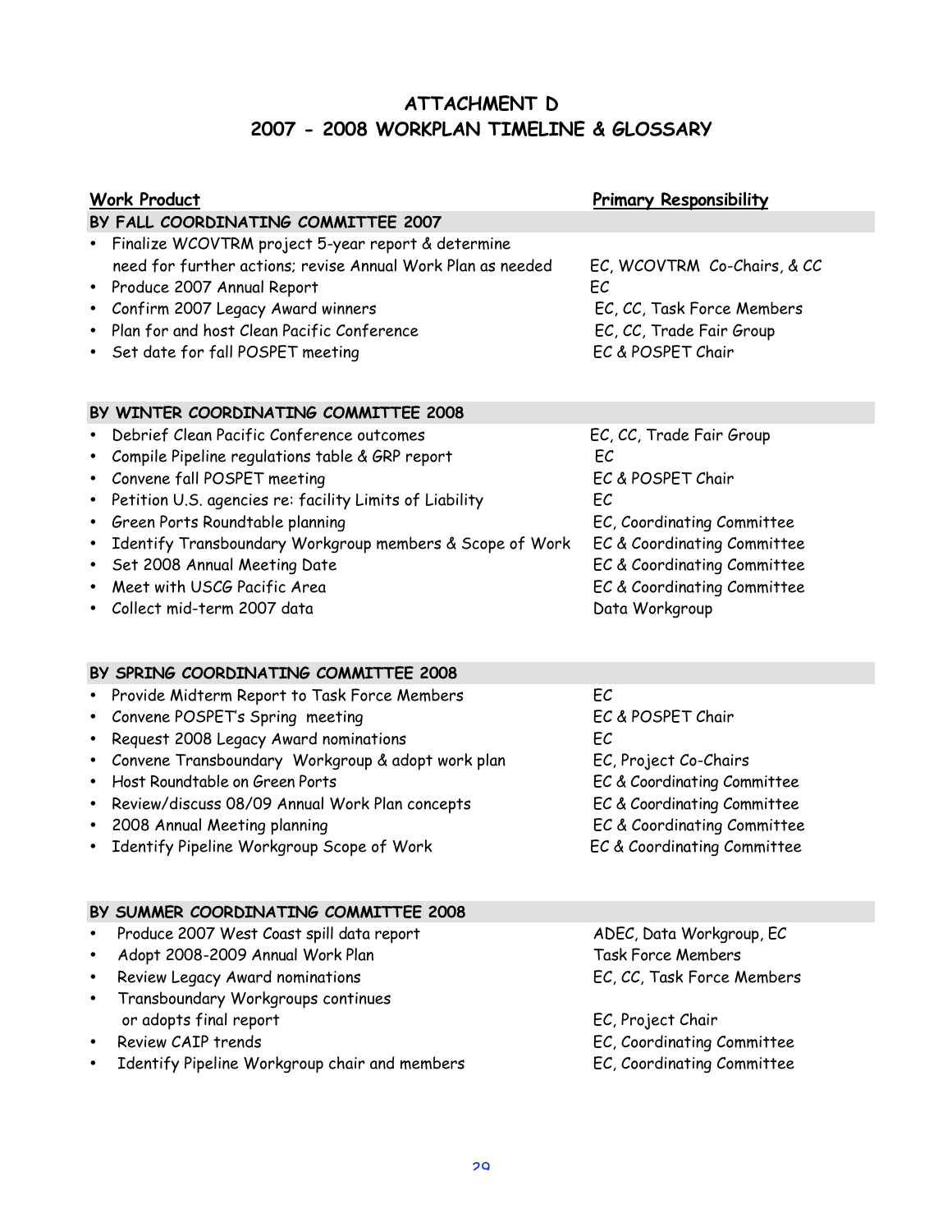# ATTACHMENT D
## 2007 - 2008 WORKPLAN TIMELINE & GLOSSARY

| Work Product | Primary Responsibility |
|---|---|
| **BY FALL COORDINATING COMMITTEE 2007** | |
| • Finalize WCOVTRM project 5-year report & determine need for further actions; revise Annual Work Plan as needed | EC, WCOVTRM Co-Chairs, & CC |
| • Produce 2007 Annual Report | EC |
| • Confirm 2007 Legacy Award winners | EC, CC, Task Force Members |
| • Plan for and host Clean Pacific Conference | EC, CC, Trade Fair Group |
| • Set date for fall POSPET meeting | EC & POSPET Chair |
| **BY WINTER COORDINATING COMMITTEE 2008** | |
| • Debrief Clean Pacific Conference outcomes | EC, CC, Trade Fair Group |
| • Compile Pipeline regulations table & GRP report | EC |
| • Convene fall POSPET meeting | EC & POSPET Chair |
| • Petition U.S. agencies re: facility Limits of Liability | EC |
| • Green Ports Roundtable planning | EC, Coordinating Committee |
| • Identify Transboundary Workgroup members & Scope of Work | EC & Coordinating Committee |
| • Set 2008 Annual Meeting Date | EC & Coordinating Committee |
| • Meet with USCG Pacific Area | EC & Coordinating Committee |
| • Collect mid-term 2007 data | Data Workgroup |
| **BY SPRING COORDINATING COMMITTEE 2008** | |
| • Provide Midterm Report to Task Force Members | EC |
| • Convene POSPET's Spring meeting | EC & POSPET Chair |
| • Request 2008 Legacy Award nominations | EC |
| • Convene Transboundary Workgroup & adopt work plan | EC, Project Co-Chairs |
| • Host Roundtable on Green Ports | EC & Coordinating Committee |
| • Review/discuss 08/09 Annual Work Plan concepts | EC & Coordinating Committee |
| • 2008 Annual Meeting planning | EC & Coordinating Committee |
| • Identify Pipeline Workgroup Scope of Work | EC & Coordinating Committee |
| **BY SUMMER COORDINATING COMMITTEE 2008** | |
| • Produce 2007 West Coast spill data report | ADEC, Data Workgroup, EC |
| • Adopt 2008-2009 Annual Work Plan | Task Force Members |
| • Review Legacy Award nominations | EC, CC, Task Force Members |
| • Transboundary Workgroups continues or adopts final report | EC, Project Chair |
| • Review CAIP trends | EC, Coordinating Committee |
| • Identify Pipeline Workgroup chair and members | EC, Coordinating Committee |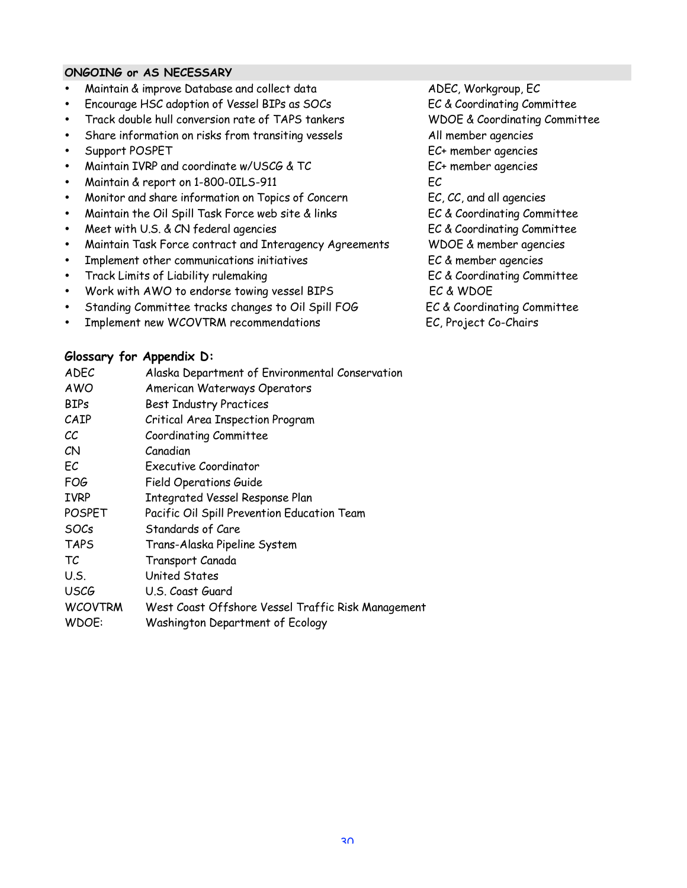**ONGOING or AS NECESSARY**

| | |
|---|---|
| • Maintain & improve Database and collect data | ADEC, Workgroup, EC |
| • Encourage HSC adoption of Vessel BIPs as SOCs | EC & Coordinating Committee |
| • Track double hull conversion rate of TAPS tankers | WDOE & Coordinating Committee |
| • Share information on risks from transiting vessels | All member agencies |
| • Support POSPET | EC+ member agencies |
| • Maintain IVRP and coordinate w/USCG & TC | EC+ member agencies |
| • Maintain & report on 1-800-OILS-911 | EC |
| • Monitor and share information on Topics of Concern | EC, CC, and all agencies |
| • Maintain the Oil Spill Task Force web site & links | EC & Coordinating Committee |
| • Meet with U.S. & CN federal agencies | EC & Coordinating Committee |
| • Maintain Task Force contract and Interagency Agreements | WDOE & member agencies |
| • Implement other communications initiatives | EC & member agencies |
| • Track Limits of Liability rulemaking | EC & Coordinating Committee |
| • Work with AWO to endorse towing vessel BIPS | EC & WDOE |
| • Standing Committee tracks changes to Oil Spill FOG | EC & Coordinating Committee |
| • Implement new WCOVTRM recommendations | EC, Project Co-Chairs |

**Glossary for Appendix D:**

| | |
|---|---|
| ADEC | Alaska Department of Environmental Conservation |
| AWO | American Waterways Operators |
| BIPs | Best Industry Practices |
| CAIP | Critical Area Inspection Program |
| CC | Coordinating Committee |
| CN | Canadian |
| EC | Executive Coordinator |
| FOG | Field Operations Guide |
| IVRP | Integrated Vessel Response Plan |
| POSPET | Pacific Oil Spill Prevention Education Team |
| SOCs | Standards of Care |
| TAPS | Trans-Alaska Pipeline System |
| TC | Transport Canada |
| U.S. | United States |
| USCG | U.S. Coast Guard |
| WCOVTRM | West Coast Offshore Vessel Traffic Risk Management |
| WDOE: | Washington Department of Ecology |